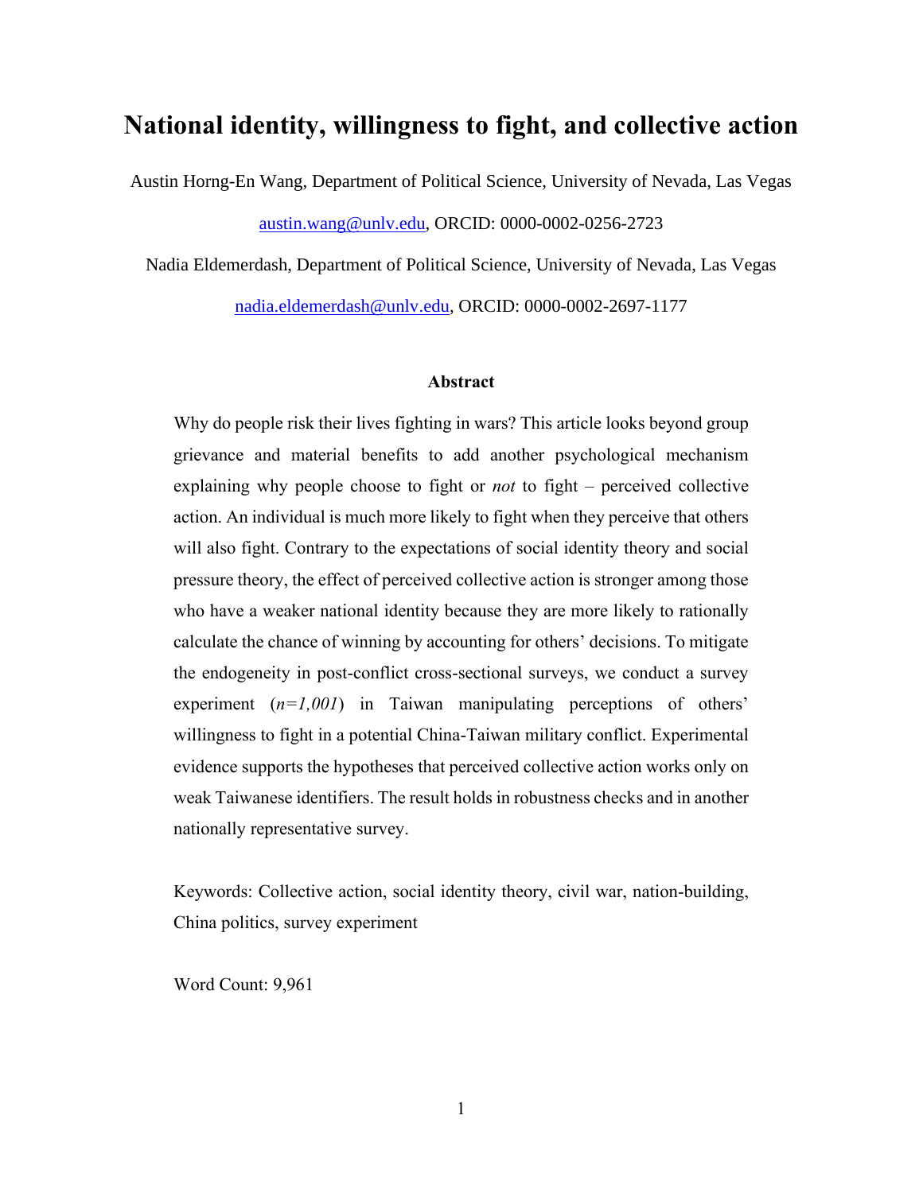# National identity, willingness to fight, and collective action

Austin Horng-En Wang, Department of Political Science, University of Nevada, Las Vegas

austin.wang@unlv.edu, ORCID: 0000-0002-0256-2723

Nadia Eldemerdash, Department of Political Science, University of Nevada, Las Vegas

nadia.eldemerdash@unlv.edu, ORCID: 0000-0002-2697-1177

### Abstract

Why do people risk their lives fighting in wars? This article looks beyond group grievance and material benefits to add another psychological mechanism explaining why people choose to fight or *not* to fight – perceived collective action. An individual is much more likely to fight when they perceive that others will also fight. Contrary to the expectations of social identity theory and social pressure theory, the effect of perceived collective action is stronger among those who have a weaker national identity because they are more likely to rationally calculate the chance of winning by accounting for others' decisions. To mitigate the endogeneity in post-conflict cross-sectional surveys, we conduct a survey experiment (*n=1,001*) in Taiwan manipulating perceptions of others' willingness to fight in a potential China-Taiwan military conflict. Experimental evidence supports the hypotheses that perceived collective action works only on weak Taiwanese identifiers. The result holds in robustness checks and in another nationally representative survey.

Keywords: Collective action, social identity theory, civil war, nation-building, China politics, survey experiment

Word Count: 9,961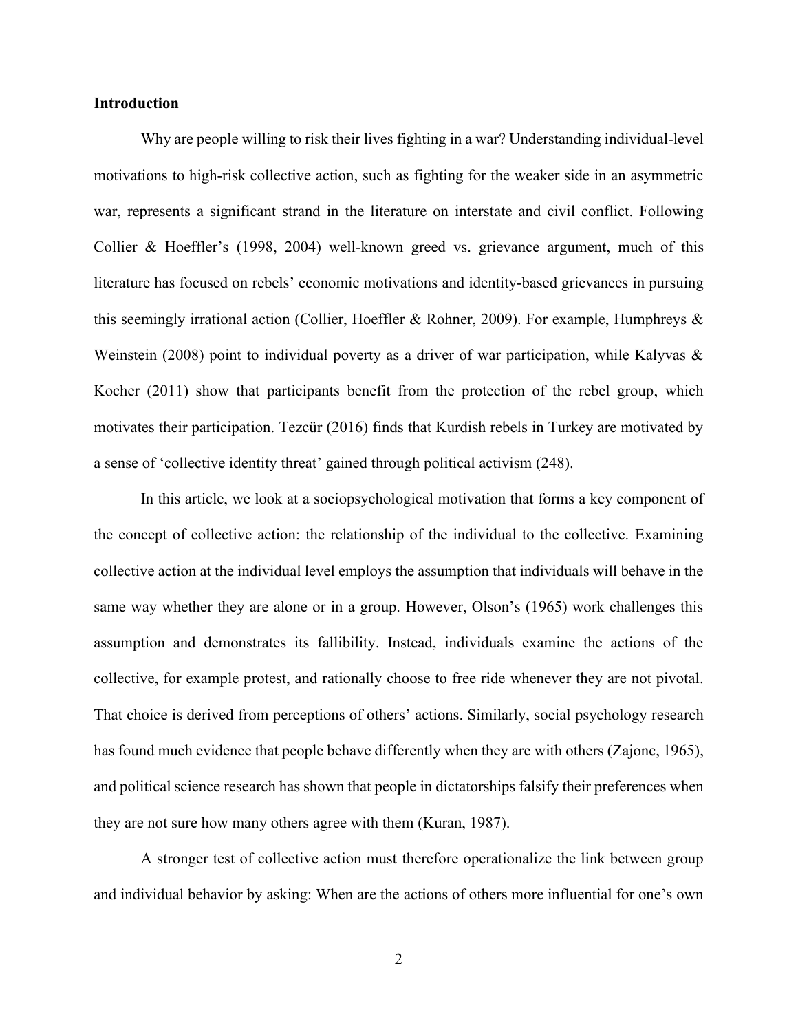**Introduction**

Why are people willing to risk their lives fighting in a war? Understanding individual-level motivations to high-risk collective action, such as fighting for the weaker side in an asymmetric war, represents a significant strand in the literature on interstate and civil conflict. Following Collier & Hoeffler's (1998, 2004) well-known greed vs. grievance argument, much of this literature has focused on rebels' economic motivations and identity-based grievances in pursuing this seemingly irrational action (Collier, Hoeffler & Rohner, 2009). For example, Humphreys & Weinstein (2008) point to individual poverty as a driver of war participation, while Kalyvas & Kocher (2011) show that participants benefit from the protection of the rebel group, which motivates their participation. Tezcür (2016) finds that Kurdish rebels in Turkey are motivated by a sense of 'collective identity threat' gained through political activism (248).

In this article, we look at a sociopsychological motivation that forms a key component of the concept of collective action: the relationship of the individual to the collective. Examining collective action at the individual level employs the assumption that individuals will behave in the same way whether they are alone or in a group. However, Olson's (1965) work challenges this assumption and demonstrates its fallibility. Instead, individuals examine the actions of the collective, for example protest, and rationally choose to free ride whenever they are not pivotal. That choice is derived from perceptions of others' actions. Similarly, social psychology research has found much evidence that people behave differently when they are with others (Zajonc, 1965), and political science research has shown that people in dictatorships falsify their preferences when they are not sure how many others agree with them (Kuran, 1987).

A stronger test of collective action must therefore operationalize the link between group and individual behavior by asking: When are the actions of others more influential for one's own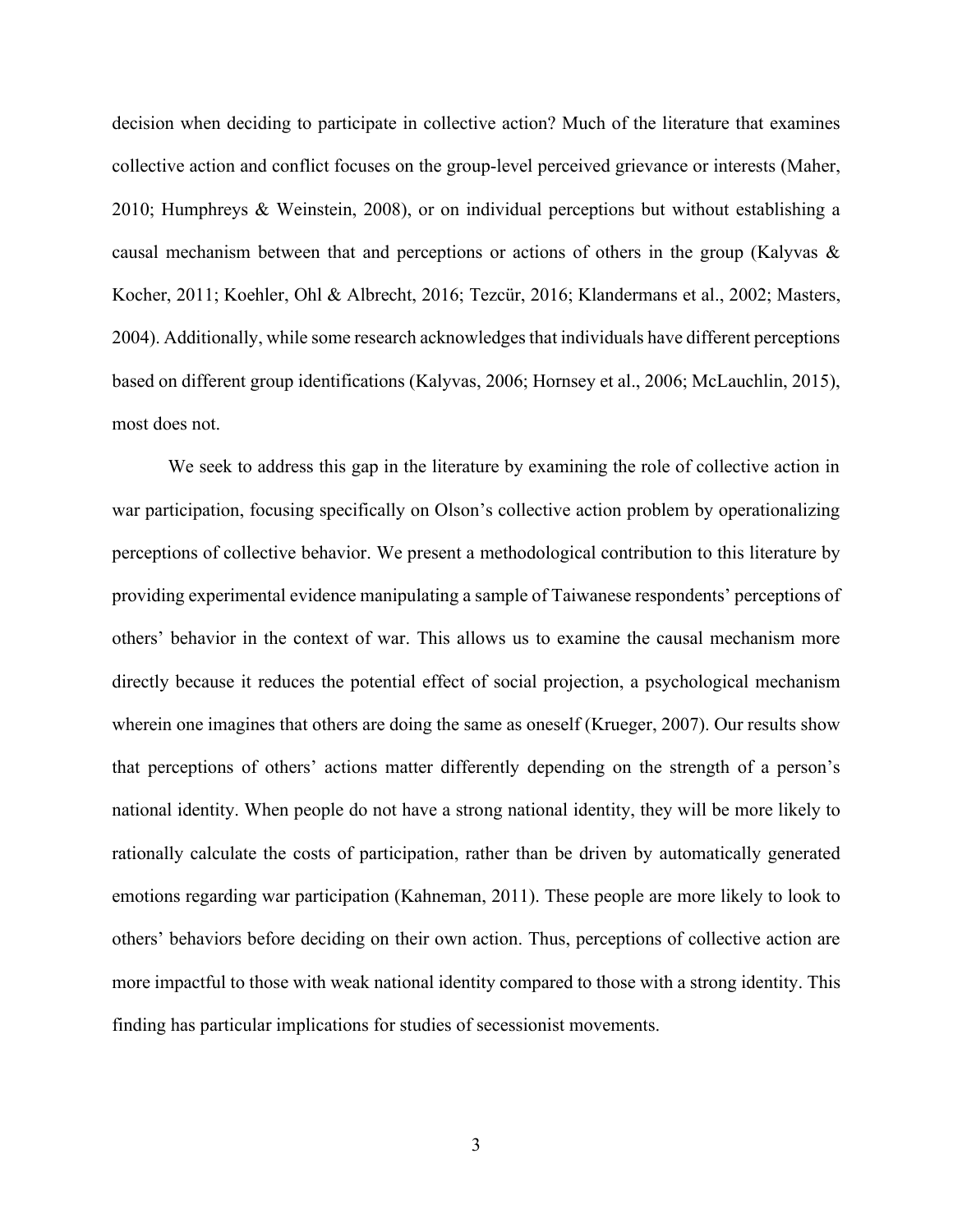decision when deciding to participate in collective action? Much of the literature that examines collective action and conflict focuses on the group-level perceived grievance or interests (Maher, 2010; Humphreys & Weinstein, 2008), or on individual perceptions but without establishing a causal mechanism between that and perceptions or actions of others in the group (Kalyvas & Kocher, 2011; Koehler, Ohl & Albrecht, 2016; Tezcür, 2016; Klandermans et al., 2002; Masters, 2004). Additionally, while some research acknowledges that individuals have different perceptions based on different group identifications (Kalyvas, 2006; Hornsey et al., 2006; McLauchlin, 2015), most does not.

We seek to address this gap in the literature by examining the role of collective action in war participation, focusing specifically on Olson's collective action problem by operationalizing perceptions of collective behavior. We present a methodological contribution to this literature by providing experimental evidence manipulating a sample of Taiwanese respondents' perceptions of others' behavior in the context of war. This allows us to examine the causal mechanism more directly because it reduces the potential effect of social projection, a psychological mechanism wherein one imagines that others are doing the same as oneself (Krueger, 2007). Our results show that perceptions of others' actions matter differently depending on the strength of a person's national identity. When people do not have a strong national identity, they will be more likely to rationally calculate the costs of participation, rather than be driven by automatically generated emotions regarding war participation (Kahneman, 2011). These people are more likely to look to others' behaviors before deciding on their own action. Thus, perceptions of collective action are more impactful to those with weak national identity compared to those with a strong identity. This finding has particular implications for studies of secessionist movements.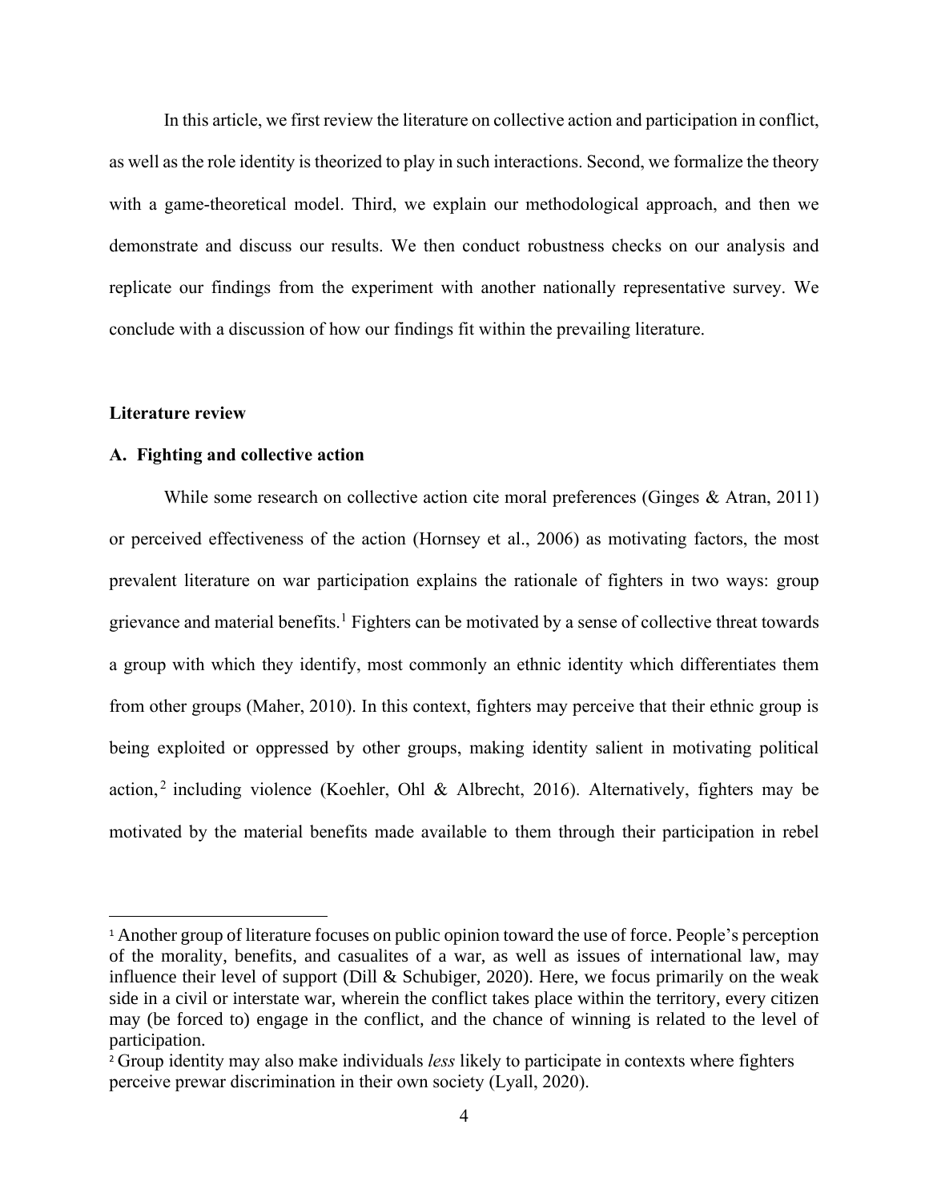In this article, we first review the literature on collective action and participation in conflict, as well as the role identity is theorized to play in such interactions. Second, we formalize the theory with a game-theoretical model. Third, we explain our methodological approach, and then we demonstrate and discuss our results. We then conduct robustness checks on our analysis and replicate our findings from the experiment with another nationally representative survey. We conclude with a discussion of how our findings fit within the prevailing literature.

## Literature review

### A. Fighting and collective action

While some research on collective action cite moral preferences (Ginges & Atran, 2011) or perceived effectiveness of the action (Hornsey et al., 2006) as motivating factors, the most prevalent literature on war participation explains the rationale of fighters in two ways: group grievance and material benefits.[1] Fighters can be motivated by a sense of collective threat towards a group with which they identify, most commonly an ethnic identity which differentiates them from other groups (Maher, 2010). In this context, fighters may perceive that their ethnic group is being exploited or oppressed by other groups, making identity salient in motivating political action,[2] including violence (Koehler, Ohl & Albrecht, 2016). Alternatively, fighters may be motivated by the material benefits made available to them through their participation in rebel

[1] Another group of literature focuses on public opinion toward the use of force. People's perception of the morality, benefits, and casualites of a war, as well as issues of international law, may influence their level of support (Dill & Schubiger, 2020). Here, we focus primarily on the weak side in a civil or interstate war, wherein the conflict takes place within the territory, every citizen may (be forced to) engage in the conflict, and the chance of winning is related to the level of participation.

[2] Group identity may also make individuals *less* likely to participate in contexts where fighters perceive prewar discrimination in their own society (Lyall, 2020).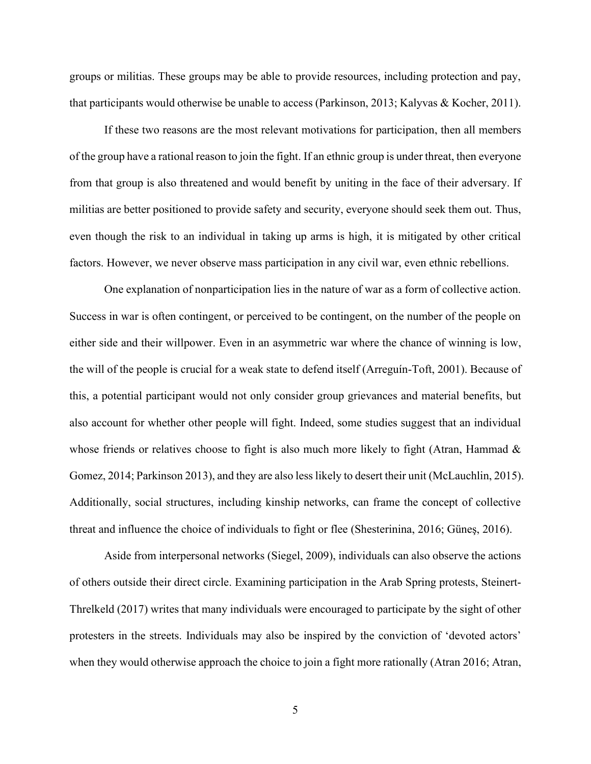groups or militias. These groups may be able to provide resources, including protection and pay, that participants would otherwise be unable to access (Parkinson, 2013; Kalyvas & Kocher, 2011).

If these two reasons are the most relevant motivations for participation, then all members of the group have a rational reason to join the fight. If an ethnic group is under threat, then everyone from that group is also threatened and would benefit by uniting in the face of their adversary. If militias are better positioned to provide safety and security, everyone should seek them out. Thus, even though the risk to an individual in taking up arms is high, it is mitigated by other critical factors. However, we never observe mass participation in any civil war, even ethnic rebellions.

One explanation of nonparticipation lies in the nature of war as a form of collective action. Success in war is often contingent, or perceived to be contingent, on the number of the people on either side and their willpower. Even in an asymmetric war where the chance of winning is low, the will of the people is crucial for a weak state to defend itself (Arreguín-Toft, 2001). Because of this, a potential participant would not only consider group grievances and material benefits, but also account for whether other people will fight. Indeed, some studies suggest that an individual whose friends or relatives choose to fight is also much more likely to fight (Atran, Hammad & Gomez, 2014; Parkinson 2013), and they are also less likely to desert their unit (McLauchlin, 2015). Additionally, social structures, including kinship networks, can frame the concept of collective threat and influence the choice of individuals to fight or flee (Shesterinina, 2016; Güneş, 2016).

Aside from interpersonal networks (Siegel, 2009), individuals can also observe the actions of others outside their direct circle. Examining participation in the Arab Spring protests, Steinert-Threlkeld (2017) writes that many individuals were encouraged to participate by the sight of other protesters in the streets. Individuals may also be inspired by the conviction of 'devoted actors' when they would otherwise approach the choice to join a fight more rationally (Atran 2016; Atran,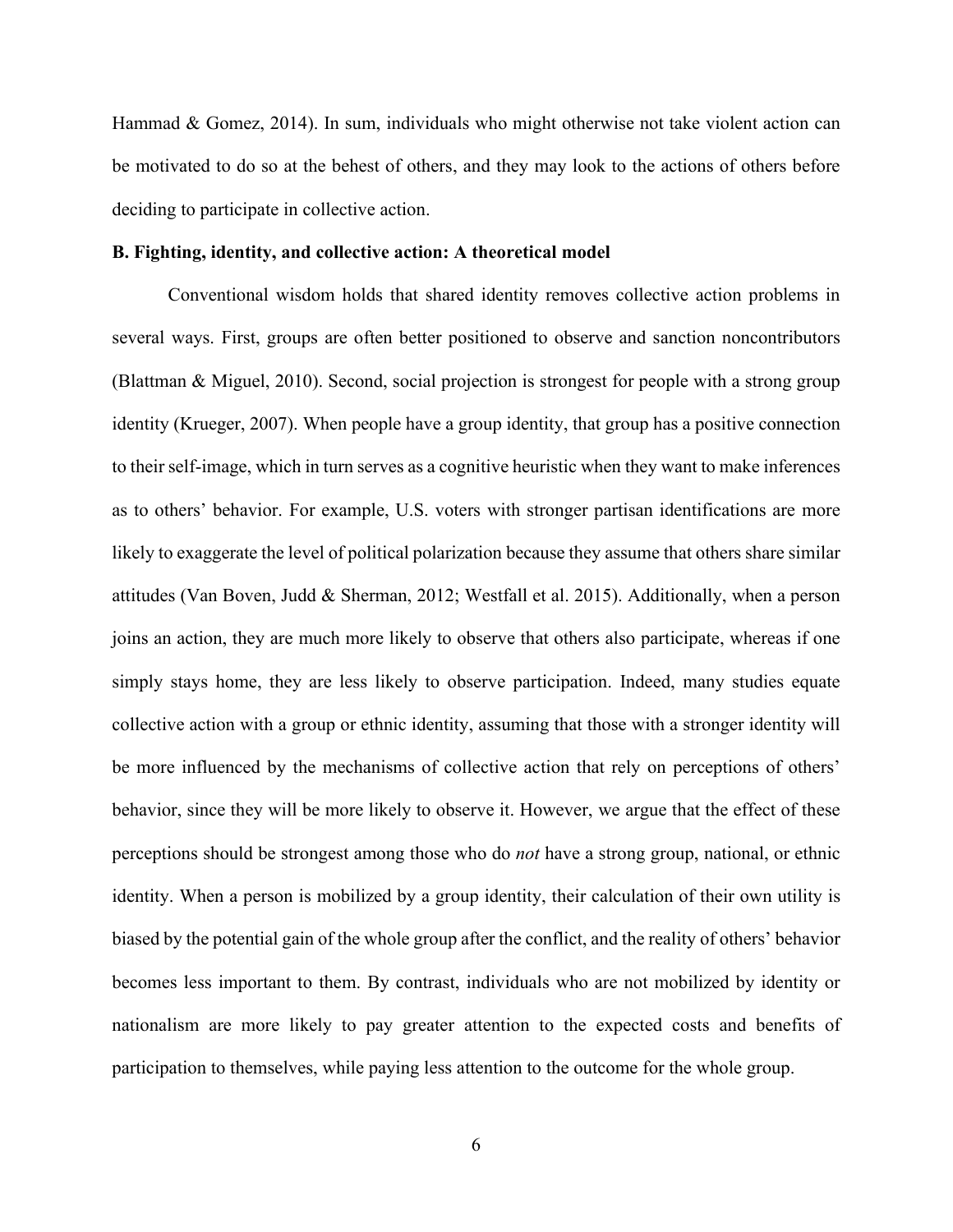Hammad & Gomez, 2014). In sum, individuals who might otherwise not take violent action can be motivated to do so at the behest of others, and they may look to the actions of others before deciding to participate in collective action.

**B. Fighting, identity, and collective action: A theoretical model**

Conventional wisdom holds that shared identity removes collective action problems in several ways. First, groups are often better positioned to observe and sanction noncontributors (Blattman & Miguel, 2010). Second, social projection is strongest for people with a strong group identity (Krueger, 2007). When people have a group identity, that group has a positive connection to their self-image, which in turn serves as a cognitive heuristic when they want to make inferences as to others' behavior. For example, U.S. voters with stronger partisan identifications are more likely to exaggerate the level of political polarization because they assume that others share similar attitudes (Van Boven, Judd & Sherman, 2012; Westfall et al. 2015). Additionally, when a person joins an action, they are much more likely to observe that others also participate, whereas if one simply stays home, they are less likely to observe participation. Indeed, many studies equate collective action with a group or ethnic identity, assuming that those with a stronger identity will be more influenced by the mechanisms of collective action that rely on perceptions of others' behavior, since they will be more likely to observe it. However, we argue that the effect of these perceptions should be strongest among those who do *not* have a strong group, national, or ethnic identity. When a person is mobilized by a group identity, their calculation of their own utility is biased by the potential gain of the whole group after the conflict, and the reality of others' behavior becomes less important to them. By contrast, individuals who are not mobilized by identity or nationalism are more likely to pay greater attention to the expected costs and benefits of participation to themselves, while paying less attention to the outcome for the whole group.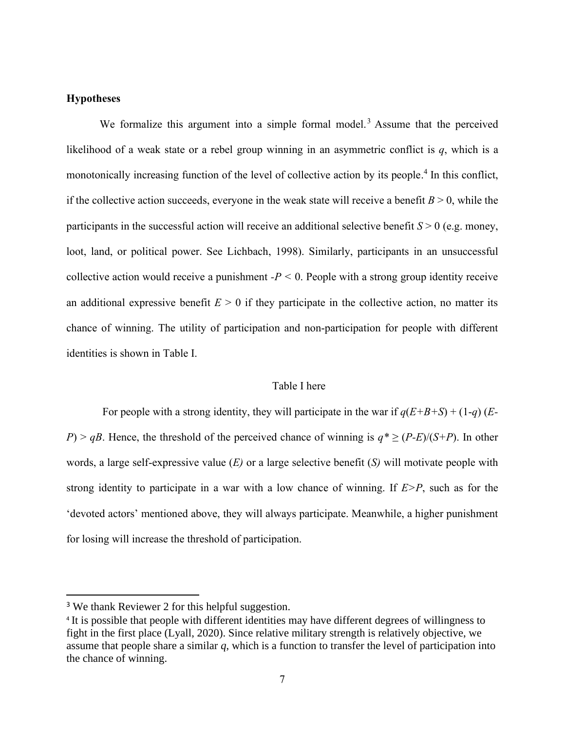**Hypotheses**

We formalize this argument into a simple formal model.[3] Assume that the perceived likelihood of a weak state or a rebel group winning in an asymmetric conflict is $q$, which is a monotonically increasing function of the level of collective action by its people.[4] In this conflict, if the collective action succeeds, everyone in the weak state will receive a benefit $B > 0$, while the participants in the successful action will receive an additional selective benefit $S > 0$ (e.g. money, loot, land, or political power. See Lichbach, 1998). Similarly, participants in an unsuccessful collective action would receive a punishment $-P < 0$. People with a strong group identity receive an additional expressive benefit $E > 0$ if they participate in the collective action, no matter its chance of winning. The utility of participation and non-participation for people with different identities is shown in Table I.

Table I here

For people with a strong identity, they will participate in the war if $q(E+B+S) + (1-q)(E-P) > qB$. Hence, the threshold of the perceived chance of winning is $q^* \geq (P-E)/(S+P)$. In other words, a large self-expressive value ($E$) or a large selective benefit ($S$) will motivate people with strong identity to participate in a war with a low chance of winning. If $E>P$, such as for the 'devoted actors' mentioned above, they will always participate. Meanwhile, a higher punishment for losing will increase the threshold of participation.

[3] We thank Reviewer 2 for this helpful suggestion.

[4] It is possible that people with different identities may have different degrees of willingness to fight in the first place (Lyall, 2020). Since relative military strength is relatively objective, we assume that people share a similar $q$, which is a function to transfer the level of participation into the chance of winning.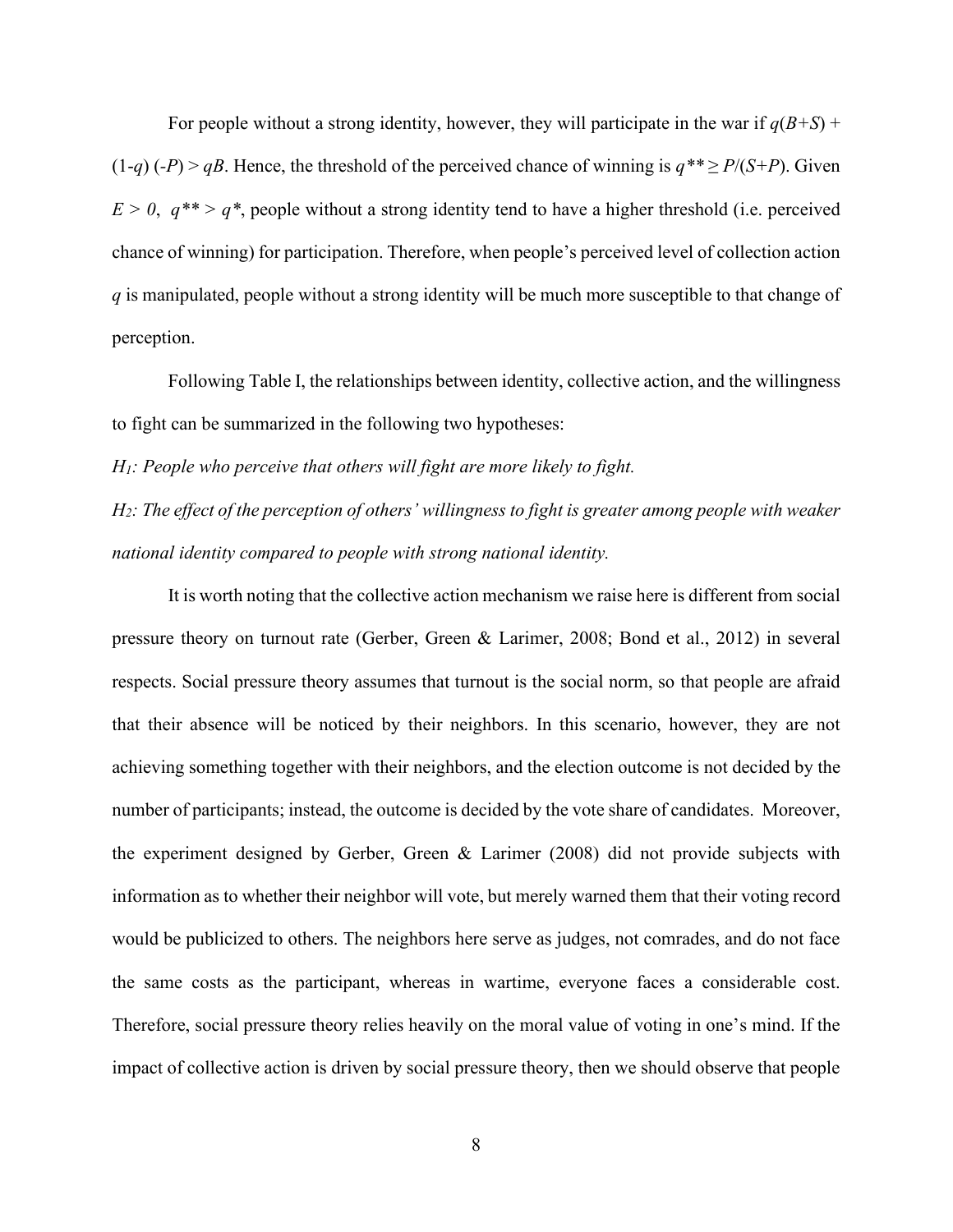For people without a strong identity, however, they will participate in the war if $q(B+S) + (1-q)(-P) > qB$. Hence, the threshold of the perceived chance of winning is $q^{**} \geq P/(S+P)$. Given $E > 0$, $q^{**} > q^{*}$, people without a strong identity tend to have a higher threshold (i.e. perceived chance of winning) for participation. Therefore, when people's perceived level of collection action $q$ is manipulated, people without a strong identity will be much more susceptible to that change of perception.

Following Table I, the relationships between identity, collective action, and the willingness to fight can be summarized in the following two hypotheses:

*$H_1$: People who perceive that others will fight are more likely to fight.*

*$H_2$: The effect of the perception of others' willingness to fight is greater among people with weaker national identity compared to people with strong national identity.*

It is worth noting that the collective action mechanism we raise here is different from social pressure theory on turnout rate (Gerber, Green & Larimer, 2008; Bond et al., 2012) in several respects. Social pressure theory assumes that turnout is the social norm, so that people are afraid that their absence will be noticed by their neighbors. In this scenario, however, they are not achieving something together with their neighbors, and the election outcome is not decided by the number of participants; instead, the outcome is decided by the vote share of candidates. Moreover, the experiment designed by Gerber, Green & Larimer (2008) did not provide subjects with information as to whether their neighbor will vote, but merely warned them that their voting record would be publicized to others. The neighbors here serve as judges, not comrades, and do not face the same costs as the participant, whereas in wartime, everyone faces a considerable cost. Therefore, social pressure theory relies heavily on the moral value of voting in one's mind. If the impact of collective action is driven by social pressure theory, then we should observe that people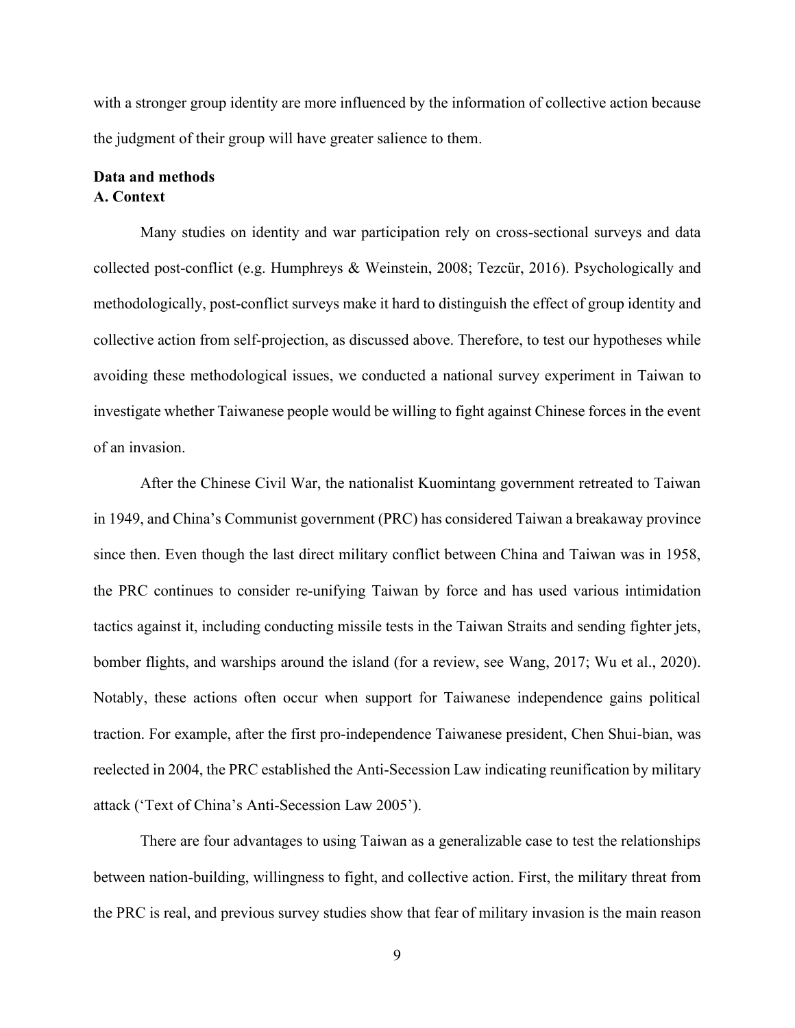with a stronger group identity are more influenced by the information of collective action because the judgment of their group will have greater salience to them.

## Data and methods

### A. Context

Many studies on identity and war participation rely on cross-sectional surveys and data collected post-conflict (e.g. Humphreys & Weinstein, 2008; Tezcür, 2016). Psychologically and methodologically, post-conflict surveys make it hard to distinguish the effect of group identity and collective action from self-projection, as discussed above. Therefore, to test our hypotheses while avoiding these methodological issues, we conducted a national survey experiment in Taiwan to investigate whether Taiwanese people would be willing to fight against Chinese forces in the event of an invasion.

After the Chinese Civil War, the nationalist Kuomintang government retreated to Taiwan in 1949, and China's Communist government (PRC) has considered Taiwan a breakaway province since then. Even though the last direct military conflict between China and Taiwan was in 1958, the PRC continues to consider re-unifying Taiwan by force and has used various intimidation tactics against it, including conducting missile tests in the Taiwan Straits and sending fighter jets, bomber flights, and warships around the island (for a review, see Wang, 2017; Wu et al., 2020). Notably, these actions often occur when support for Taiwanese independence gains political traction. For example, after the first pro-independence Taiwanese president, Chen Shui-bian, was reelected in 2004, the PRC established the Anti-Secession Law indicating reunification by military attack ('Text of China's Anti-Secession Law 2005').

There are four advantages to using Taiwan as a generalizable case to test the relationships between nation-building, willingness to fight, and collective action. First, the military threat from the PRC is real, and previous survey studies show that fear of military invasion is the main reason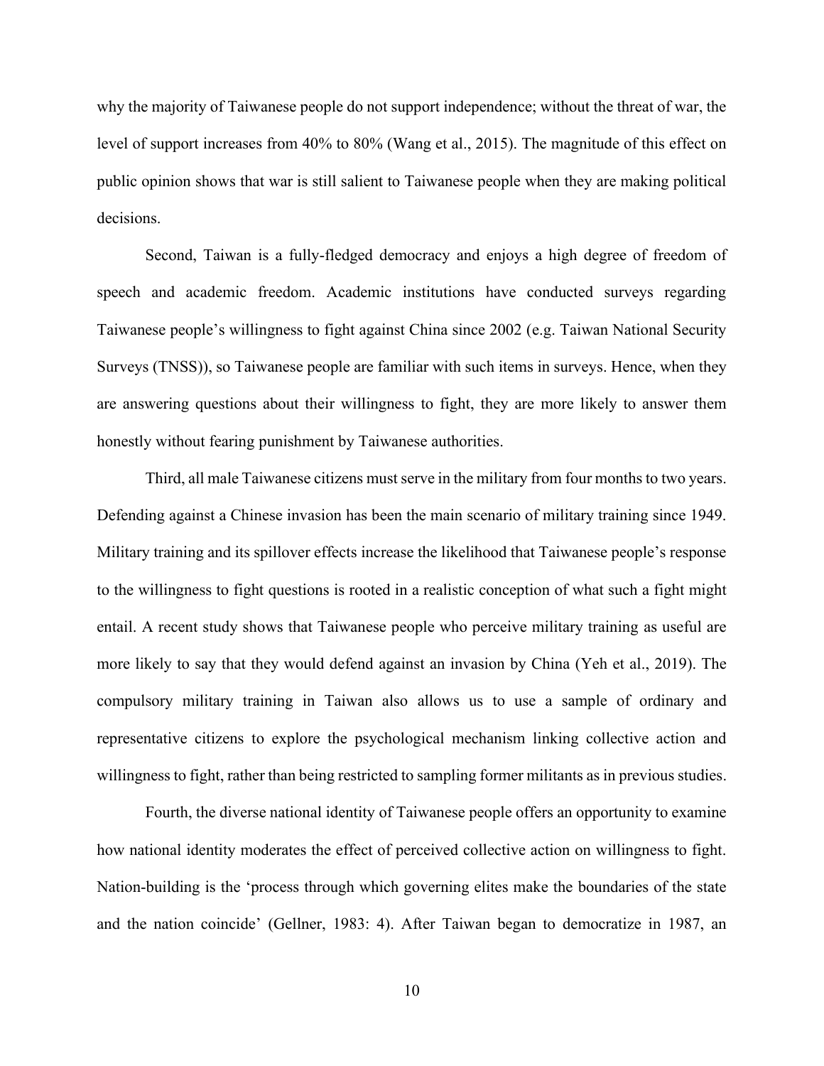why the majority of Taiwanese people do not support independence; without the threat of war, the level of support increases from 40% to 80% (Wang et al., 2015). The magnitude of this effect on public opinion shows that war is still salient to Taiwanese people when they are making political decisions.

Second, Taiwan is a fully-fledged democracy and enjoys a high degree of freedom of speech and academic freedom. Academic institutions have conducted surveys regarding Taiwanese people's willingness to fight against China since 2002 (e.g. Taiwan National Security Surveys (TNSS)), so Taiwanese people are familiar with such items in surveys. Hence, when they are answering questions about their willingness to fight, they are more likely to answer them honestly without fearing punishment by Taiwanese authorities.

Third, all male Taiwanese citizens must serve in the military from four months to two years. Defending against a Chinese invasion has been the main scenario of military training since 1949. Military training and its spillover effects increase the likelihood that Taiwanese people's response to the willingness to fight questions is rooted in a realistic conception of what such a fight might entail. A recent study shows that Taiwanese people who perceive military training as useful are more likely to say that they would defend against an invasion by China (Yeh et al., 2019). The compulsory military training in Taiwan also allows us to use a sample of ordinary and representative citizens to explore the psychological mechanism linking collective action and willingness to fight, rather than being restricted to sampling former militants as in previous studies.

Fourth, the diverse national identity of Taiwanese people offers an opportunity to examine how national identity moderates the effect of perceived collective action on willingness to fight. Nation-building is the 'process through which governing elites make the boundaries of the state and the nation coincide' (Gellner, 1983: 4). After Taiwan began to democratize in 1987, an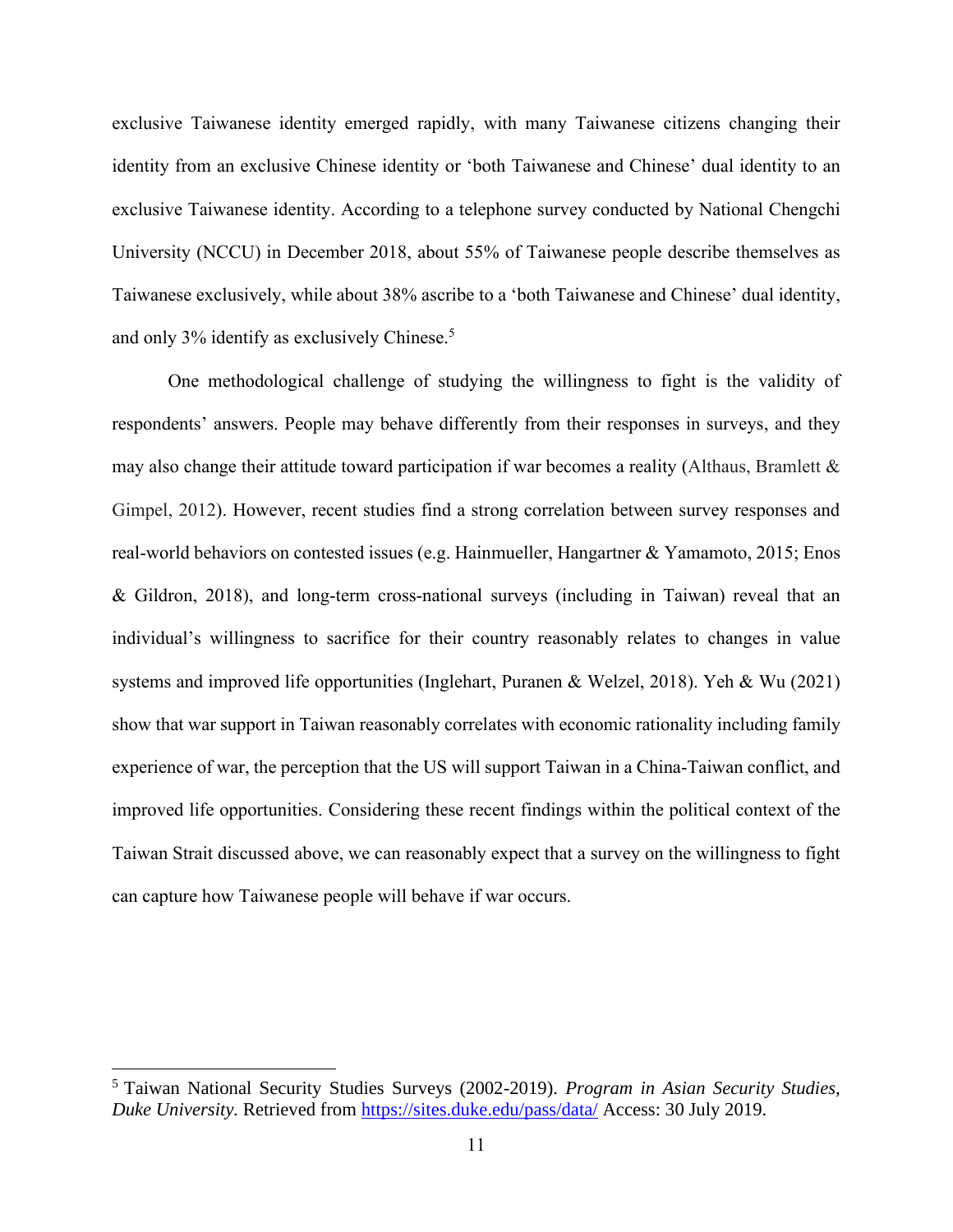exclusive Taiwanese identity emerged rapidly, with many Taiwanese citizens changing their identity from an exclusive Chinese identity or 'both Taiwanese and Chinese' dual identity to an exclusive Taiwanese identity. According to a telephone survey conducted by National Chengchi University (NCCU) in December 2018, about 55% of Taiwanese people describe themselves as Taiwanese exclusively, while about 38% ascribe to a 'both Taiwanese and Chinese' dual identity, and only 3% identify as exclusively Chinese.[5]

One methodological challenge of studying the willingness to fight is the validity of respondents' answers. People may behave differently from their responses in surveys, and they may also change their attitude toward participation if war becomes a reality (Althaus, Bramlett & Gimpel, 2012). However, recent studies find a strong correlation between survey responses and real-world behaviors on contested issues (e.g. Hainmueller, Hangartner & Yamamoto, 2015; Enos & Gildron, 2018), and long-term cross-national surveys (including in Taiwan) reveal that an individual's willingness to sacrifice for their country reasonably relates to changes in value systems and improved life opportunities (Inglehart, Puranen & Welzel, 2018). Yeh & Wu (2021) show that war support in Taiwan reasonably correlates with economic rationality including family experience of war, the perception that the US will support Taiwan in a China-Taiwan conflict, and improved life opportunities. Considering these recent findings within the political context of the Taiwan Strait discussed above, we can reasonably expect that a survey on the willingness to fight can capture how Taiwanese people will behave if war occurs.

[5] Taiwan National Security Studies Surveys (2002-2019). *Program in Asian Security Studies, Duke University.* Retrieved from https://sites.duke.edu/pass/data/ Access: 30 July 2019.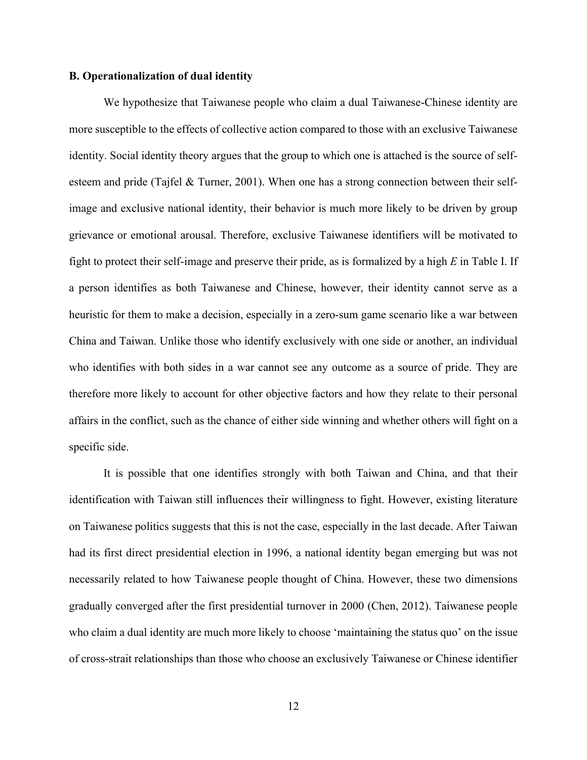### B. Operationalization of dual identity

We hypothesize that Taiwanese people who claim a dual Taiwanese-Chinese identity are more susceptible to the effects of collective action compared to those with an exclusive Taiwanese identity. Social identity theory argues that the group to which one is attached is the source of self-esteem and pride (Tajfel & Turner, 2001). When one has a strong connection between their self-image and exclusive national identity, their behavior is much more likely to be driven by group grievance or emotional arousal. Therefore, exclusive Taiwanese identifiers will be motivated to fight to protect their self-image and preserve their pride, as is formalized by a high $E$ in Table I. If a person identifies as both Taiwanese and Chinese, however, their identity cannot serve as a heuristic for them to make a decision, especially in a zero-sum game scenario like a war between China and Taiwan. Unlike those who identify exclusively with one side or another, an individual who identifies with both sides in a war cannot see any outcome as a source of pride. They are therefore more likely to account for other objective factors and how they relate to their personal affairs in the conflict, such as the chance of either side winning and whether others will fight on a specific side.

It is possible that one identifies strongly with both Taiwan and China, and that their identification with Taiwan still influences their willingness to fight. However, existing literature on Taiwanese politics suggests that this is not the case, especially in the last decade. After Taiwan had its first direct presidential election in 1996, a national identity began emerging but was not necessarily related to how Taiwanese people thought of China. However, these two dimensions gradually converged after the first presidential turnover in 2000 (Chen, 2012). Taiwanese people who claim a dual identity are much more likely to choose 'maintaining the status quo' on the issue of cross-strait relationships than those who choose an exclusively Taiwanese or Chinese identifier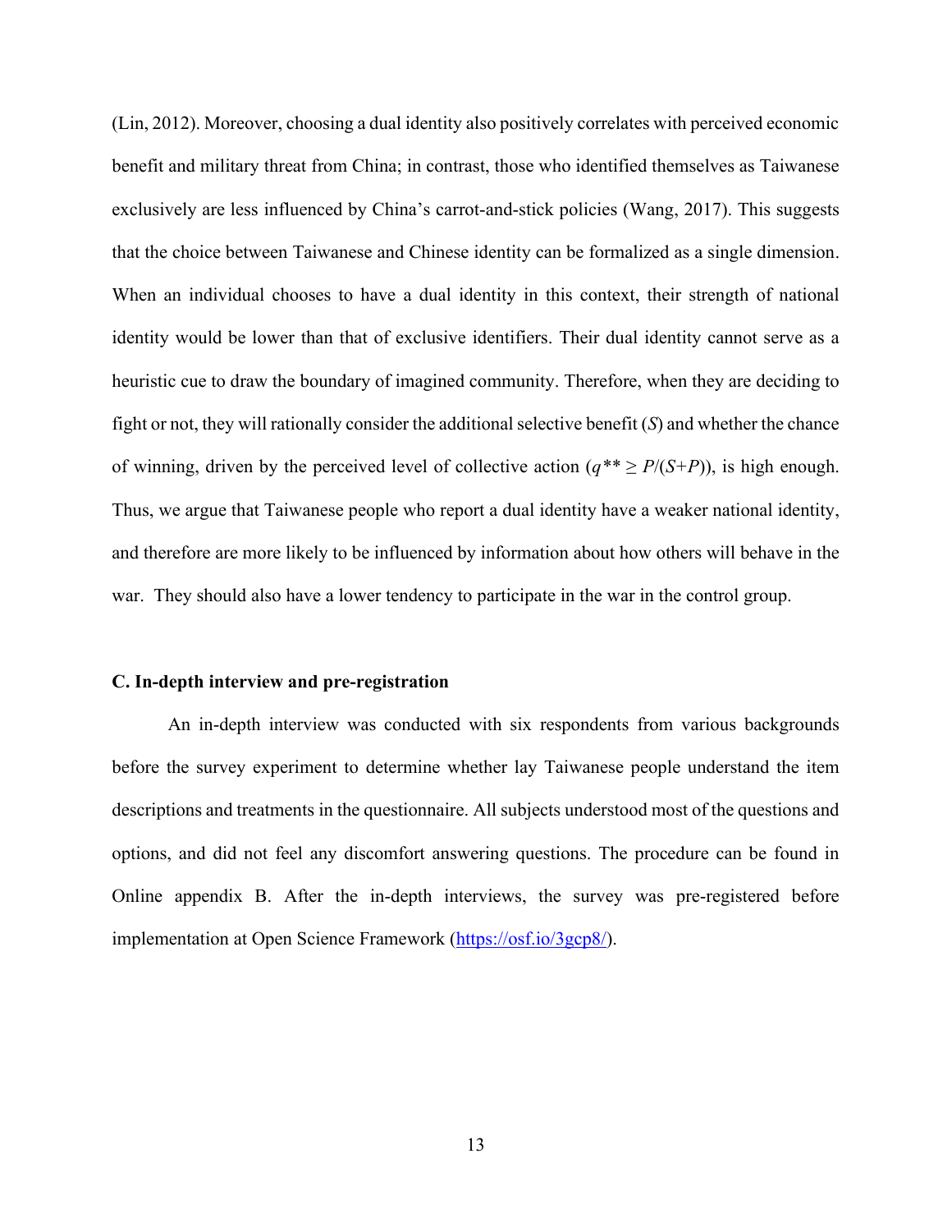(Lin, 2012). Moreover, choosing a dual identity also positively correlates with perceived economic benefit and military threat from China; in contrast, those who identified themselves as Taiwanese exclusively are less influenced by China's carrot-and-stick policies (Wang, 2017). This suggests that the choice between Taiwanese and Chinese identity can be formalized as a single dimension. When an individual chooses to have a dual identity in this context, their strength of national identity would be lower than that of exclusive identifiers. Their dual identity cannot serve as a heuristic cue to draw the boundary of imagined community. Therefore, when they are deciding to fight or not, they will rationally consider the additional selective benefit ($S$) and whether the chance of winning, driven by the perceived level of collective action ($q^{**} \geq P/(S+P)$), is high enough. Thus, we argue that Taiwanese people who report a dual identity have a weaker national identity, and therefore are more likely to be influenced by information about how others will behave in the war. They should also have a lower tendency to participate in the war in the control group.

### C. In-depth interview and pre-registration

An in-depth interview was conducted with six respondents from various backgrounds before the survey experiment to determine whether lay Taiwanese people understand the item descriptions and treatments in the questionnaire. All subjects understood most of the questions and options, and did not feel any discomfort answering questions. The procedure can be found in Online appendix B. After the in-depth interviews, the survey was pre-registered before implementation at Open Science Framework (https://osf.io/3gcp8/).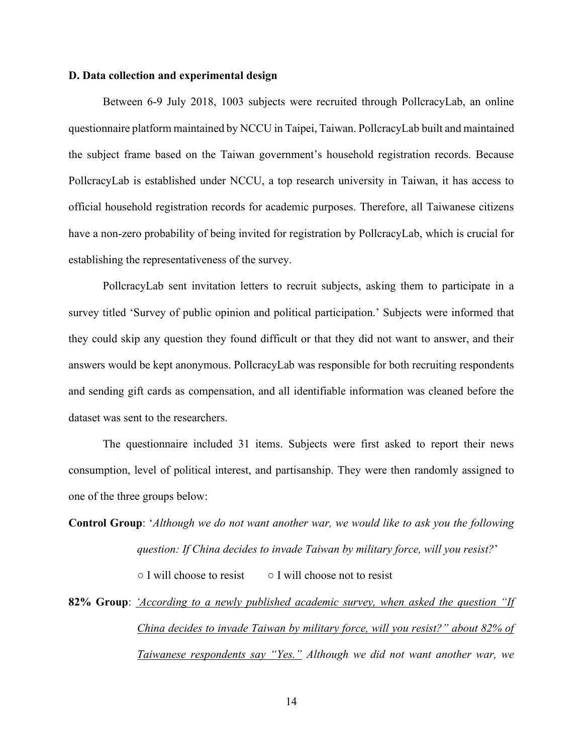**D. Data collection and experimental design**

Between 6-9 July 2018, 1003 subjects were recruited through PollcracyLab, an online questionnaire platform maintained by NCCU in Taipei, Taiwan. PollcracyLab built and maintained the subject frame based on the Taiwan government's household registration records. Because PollcracyLab is established under NCCU, a top research university in Taiwan, it has access to official household registration records for academic purposes. Therefore, all Taiwanese citizens have a non-zero probability of being invited for registration by PollcracyLab, which is crucial for establishing the representativeness of the survey.

PollcracyLab sent invitation letters to recruit subjects, asking them to participate in a survey titled 'Survey of public opinion and political participation.' Subjects were informed that they could skip any question they found difficult or that they did not want to answer, and their answers would be kept anonymous. PollcracyLab was responsible for both recruiting respondents and sending gift cards as compensation, and all identifiable information was cleaned before the dataset was sent to the researchers.

The questionnaire included 31 items. Subjects were first asked to report their news consumption, level of political interest, and partisanship. They were then randomly assigned to one of the three groups below:

**Control Group**: '*Although we do not want another war, we would like to ask you the following question: If China decides to invade Taiwan by military force, will you resist?*'

○ I will choose to resist ○ I will choose not to resist

**82% Group**: <u>*'According to a newly published academic survey, when asked the question "If China decides to invade Taiwan by military force, will you resist?" about 82% of Taiwanese respondents say "Yes."*</u> *Although we did not want another war, we*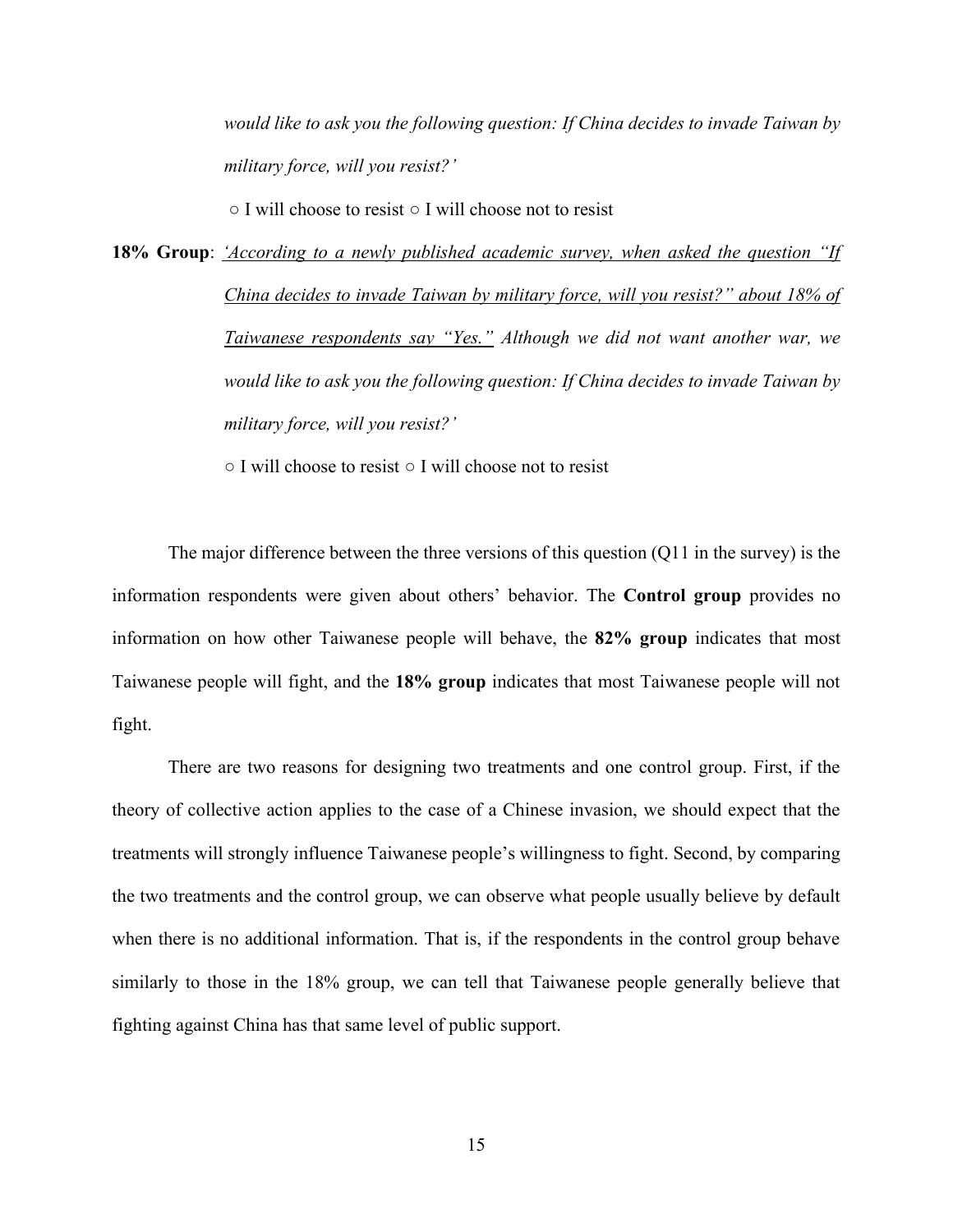*would like to ask you the following question: If China decides to invade Taiwan by military force, will you resist?'*

○ I will choose to resist ○ I will choose not to resist

**18% Group**: *<u>'According to a newly published academic survey, when asked the question "If China decides to invade Taiwan by military force, will you resist?" about 18% of Taiwanese respondents say "Yes."</u> Although we did not want another war, we would like to ask you the following question: If China decides to invade Taiwan by military force, will you resist?'*

○ I will choose to resist ○ I will choose not to resist

The major difference between the three versions of this question (Q11 in the survey) is the information respondents were given about others' behavior. The **Control group** provides no information on how other Taiwanese people will behave, the **82% group** indicates that most Taiwanese people will fight, and the **18% group** indicates that most Taiwanese people will not fight.

There are two reasons for designing two treatments and one control group. First, if the theory of collective action applies to the case of a Chinese invasion, we should expect that the treatments will strongly influence Taiwanese people's willingness to fight. Second, by comparing the two treatments and the control group, we can observe what people usually believe by default when there is no additional information. That is, if the respondents in the control group behave similarly to those in the 18% group, we can tell that Taiwanese people generally believe that fighting against China has that same level of public support.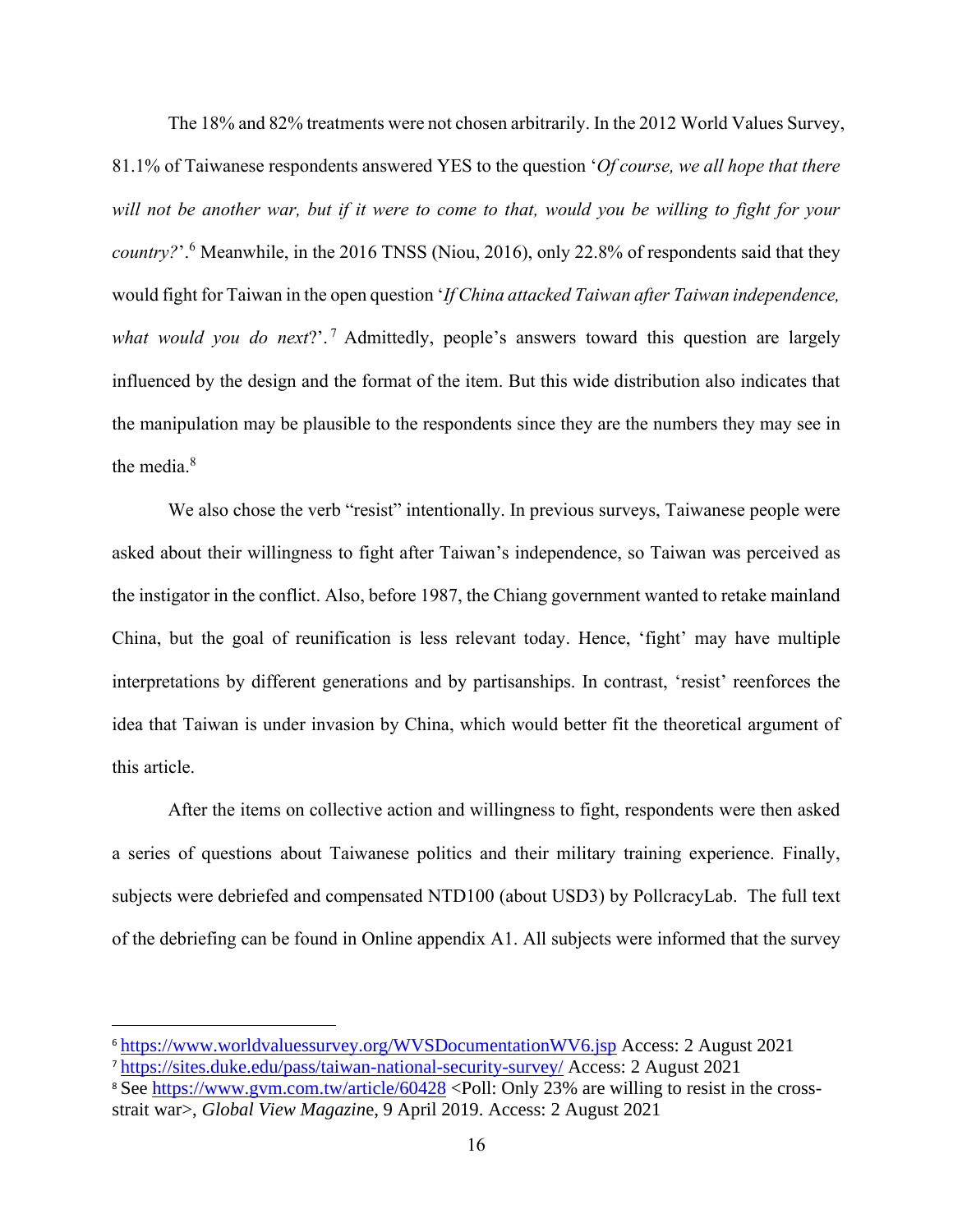The 18% and 82% treatments were not chosen arbitrarily. In the 2012 World Values Survey, 81.1% of Taiwanese respondents answered YES to the question '*Of course, we all hope that there will not be another war, but if it were to come to that, would you be willing to fight for your country?*'.[6] Meanwhile, in the 2016 TNSS (Niou, 2016), only 22.8% of respondents said that they would fight for Taiwan in the open question '*If China attacked Taiwan after Taiwan independence, what would you do next*?'.[7] Admittedly, people's answers toward this question are largely influenced by the design and the format of the item. But this wide distribution also indicates that the manipulation may be plausible to the respondents since they are the numbers they may see in the media.[8]

We also chose the verb "resist" intentionally. In previous surveys, Taiwanese people were asked about their willingness to fight after Taiwan's independence, so Taiwan was perceived as the instigator in the conflict. Also, before 1987, the Chiang government wanted to retake mainland China, but the goal of reunification is less relevant today. Hence, 'fight' may have multiple interpretations by different generations and by partisanships. In contrast, 'resist' reenforces the idea that Taiwan is under invasion by China, which would better fit the theoretical argument of this article.

After the items on collective action and willingness to fight, respondents were then asked a series of questions about Taiwanese politics and their military training experience. Finally, subjects were debriefed and compensated NTD100 (about USD3) by PollcracyLab. The full text of the debriefing can be found in Online appendix A1. All subjects were informed that the survey

---

[6] https://www.worldvaluessurvey.org/WVSDocumentationWV6.jsp Access: 2 August 2021

[7] https://sites.duke.edu/pass/taiwan-national-security-survey/ Access: 2 August 2021

[8] See https://www.gvm.com.tw/article/60428 <Poll: Only 23% are willing to resist in the cross-strait war>, *Global View Magazine*, 9 April 2019. Access: 2 August 2021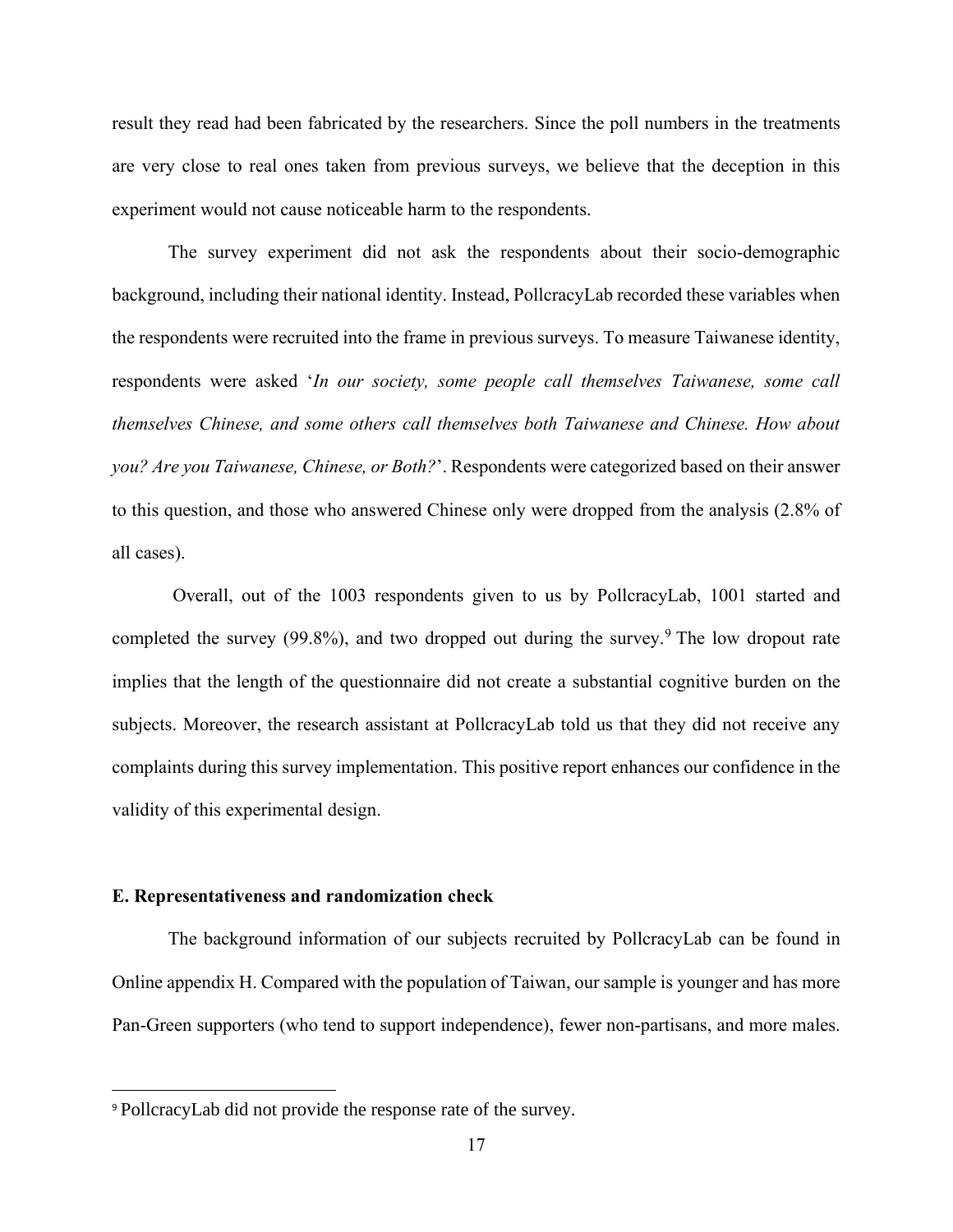result they read had been fabricated by the researchers. Since the poll numbers in the treatments are very close to real ones taken from previous surveys, we believe that the deception in this experiment would not cause noticeable harm to the respondents.

The survey experiment did not ask the respondents about their socio-demographic background, including their national identity. Instead, PollcracyLab recorded these variables when the respondents were recruited into the frame in previous surveys. To measure Taiwanese identity, respondents were asked '*In our society, some people call themselves Taiwanese, some call themselves Chinese, and some others call themselves both Taiwanese and Chinese. How about you? Are you Taiwanese, Chinese, or Both?*'. Respondents were categorized based on their answer to this question, and those who answered Chinese only were dropped from the analysis (2.8% of all cases).

Overall, out of the 1003 respondents given to us by PollcracyLab, 1001 started and completed the survey (99.8%), and two dropped out during the survey.[9] The low dropout rate implies that the length of the questionnaire did not create a substantial cognitive burden on the subjects. Moreover, the research assistant at PollcracyLab told us that they did not receive any complaints during this survey implementation. This positive report enhances our confidence in the validity of this experimental design.

### E. Representativeness and randomization check

The background information of our subjects recruited by PollcracyLab can be found in Online appendix H. Compared with the population of Taiwan, our sample is younger and has more Pan-Green supporters (who tend to support independence), fewer non-partisans, and more males.

[9] PollcracyLab did not provide the response rate of the survey.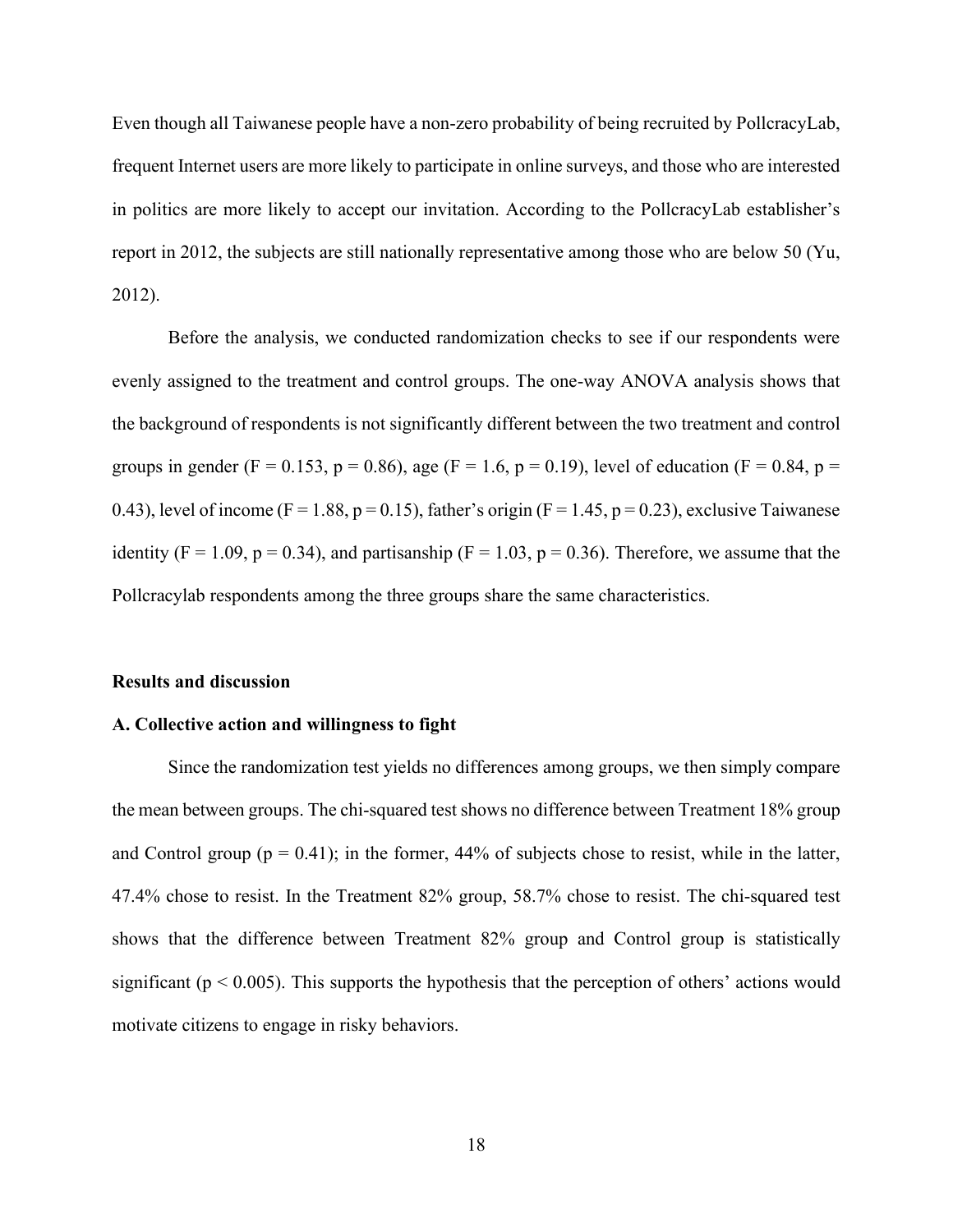Even though all Taiwanese people have a non-zero probability of being recruited by PollcracyLab, frequent Internet users are more likely to participate in online surveys, and those who are interested in politics are more likely to accept our invitation. According to the PollcracyLab establisher's report in 2012, the subjects are still nationally representative among those who are below 50 (Yu, 2012).

Before the analysis, we conducted randomization checks to see if our respondents were evenly assigned to the treatment and control groups. The one-way ANOVA analysis shows that the background of respondents is not significantly different between the two treatment and control groups in gender ($F = 0.153$, $p = 0.86$), age ($F = 1.6$, $p = 0.19$), level of education ($F = 0.84$, $p = 0.43$), level of income ($F = 1.88$, $p = 0.15$), father's origin ($F = 1.45$, $p = 0.23$), exclusive Taiwanese identity ($F = 1.09$, $p = 0.34$), and partisanship ($F = 1.03$, $p = 0.36$). Therefore, we assume that the Pollcracylab respondents among the three groups share the same characteristics.

### Results and discussion

### A. Collective action and willingness to fight

Since the randomization test yields no differences among groups, we then simply compare the mean between groups. The chi-squared test shows no difference between Treatment 18% group and Control group ($p = 0.41$); in the former, 44% of subjects chose to resist, while in the latter, 47.4% chose to resist. In the Treatment 82% group, 58.7% chose to resist. The chi-squared test shows that the difference between Treatment 82% group and Control group is statistically significant ($p < 0.005$). This supports the hypothesis that the perception of others' actions would motivate citizens to engage in risky behaviors.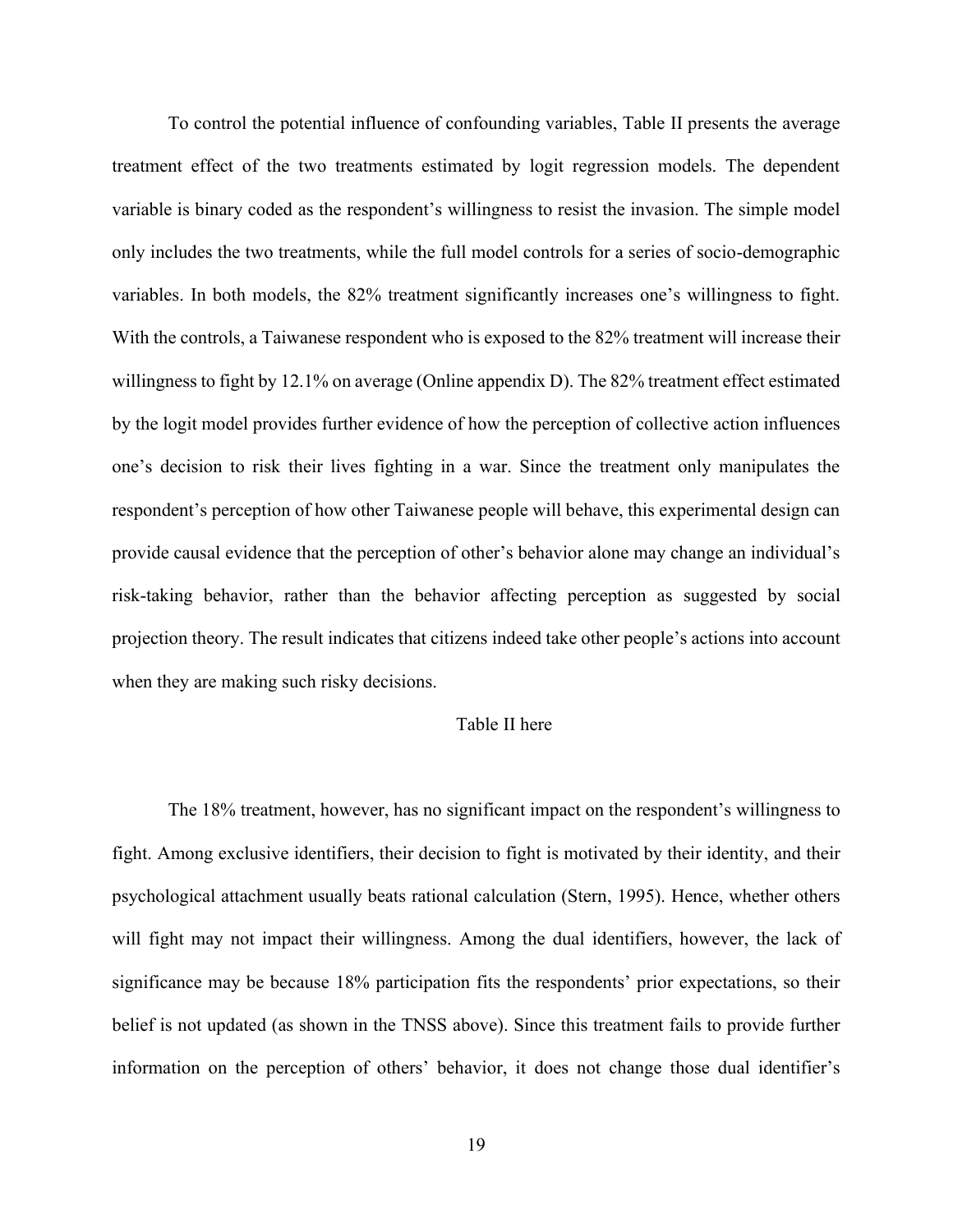To control the potential influence of confounding variables, Table II presents the average treatment effect of the two treatments estimated by logit regression models. The dependent variable is binary coded as the respondent's willingness to resist the invasion. The simple model only includes the two treatments, while the full model controls for a series of socio-demographic variables. In both models, the 82% treatment significantly increases one's willingness to fight. With the controls, a Taiwanese respondent who is exposed to the 82% treatment will increase their willingness to fight by 12.1% on average (Online appendix D). The 82% treatment effect estimated by the logit model provides further evidence of how the perception of collective action influences one's decision to risk their lives fighting in a war. Since the treatment only manipulates the respondent's perception of how other Taiwanese people will behave, this experimental design can provide causal evidence that the perception of other's behavior alone may change an individual's risk-taking behavior, rather than the behavior affecting perception as suggested by social projection theory. The result indicates that citizens indeed take other people's actions into account when they are making such risky decisions.

Table II here

The 18% treatment, however, has no significant impact on the respondent's willingness to fight. Among exclusive identifiers, their decision to fight is motivated by their identity, and their psychological attachment usually beats rational calculation (Stern, 1995). Hence, whether others will fight may not impact their willingness. Among the dual identifiers, however, the lack of significance may be because 18% participation fits the respondents' prior expectations, so their belief is not updated (as shown in the TNSS above). Since this treatment fails to provide further information on the perception of others' behavior, it does not change those dual identifier's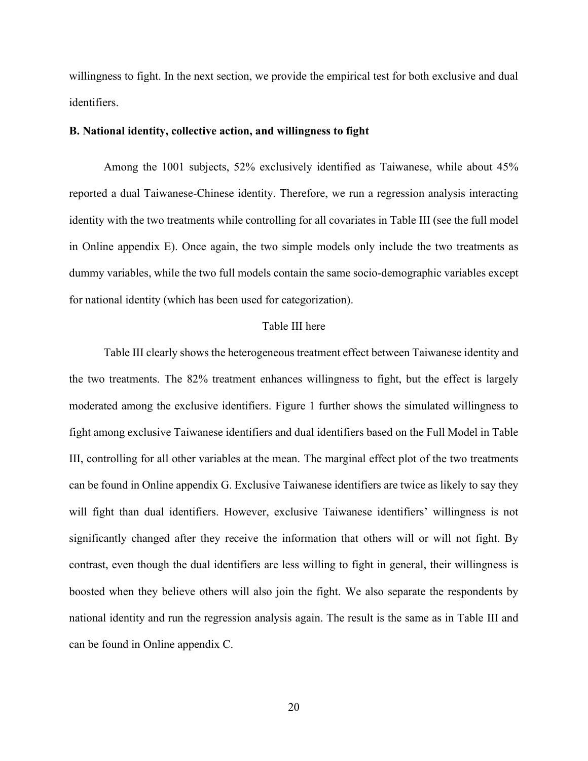willingness to fight. In the next section, we provide the empirical test for both exclusive and dual identifiers.

### B. National identity, collective action, and willingness to fight

Among the 1001 subjects, 52% exclusively identified as Taiwanese, while about 45% reported a dual Taiwanese-Chinese identity. Therefore, we run a regression analysis interacting identity with the two treatments while controlling for all covariates in Table III (see the full model in Online appendix E). Once again, the two simple models only include the two treatments as dummy variables, while the two full models contain the same socio-demographic variables except for national identity (which has been used for categorization).

Table III here

Table III clearly shows the heterogeneous treatment effect between Taiwanese identity and the two treatments. The 82% treatment enhances willingness to fight, but the effect is largely moderated among the exclusive identifiers. Figure 1 further shows the simulated willingness to fight among exclusive Taiwanese identifiers and dual identifiers based on the Full Model in Table III, controlling for all other variables at the mean. The marginal effect plot of the two treatments can be found in Online appendix G. Exclusive Taiwanese identifiers are twice as likely to say they will fight than dual identifiers. However, exclusive Taiwanese identifiers' willingness is not significantly changed after they receive the information that others will or will not fight. By contrast, even though the dual identifiers are less willing to fight in general, their willingness is boosted when they believe others will also join the fight. We also separate the respondents by national identity and run the regression analysis again. The result is the same as in Table III and can be found in Online appendix C.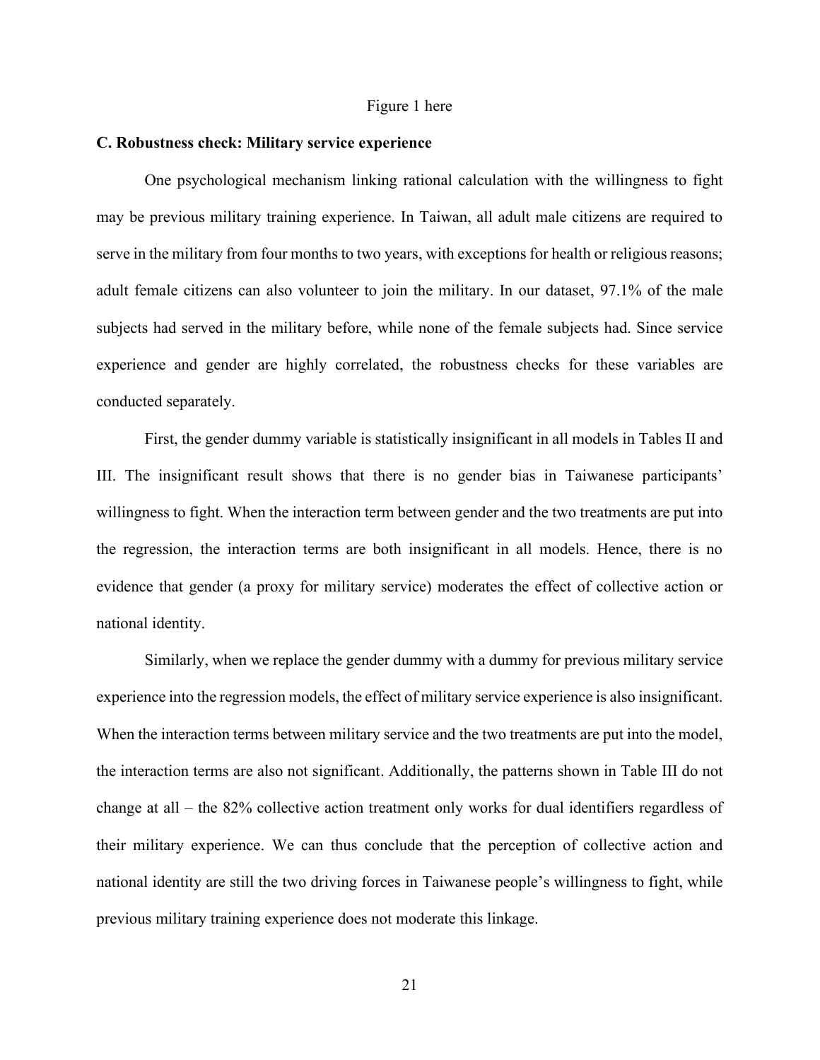Figure 1 here

**C. Robustness check: Military service experience**

One psychological mechanism linking rational calculation with the willingness to fight may be previous military training experience. In Taiwan, all adult male citizens are required to serve in the military from four months to two years, with exceptions for health or religious reasons; adult female citizens can also volunteer to join the military. In our dataset, 97.1% of the male subjects had served in the military before, while none of the female subjects had. Since service experience and gender are highly correlated, the robustness checks for these variables are conducted separately.

First, the gender dummy variable is statistically insignificant in all models in Tables II and III. The insignificant result shows that there is no gender bias in Taiwanese participants' willingness to fight. When the interaction term between gender and the two treatments are put into the regression, the interaction terms are both insignificant in all models. Hence, there is no evidence that gender (a proxy for military service) moderates the effect of collective action or national identity.

Similarly, when we replace the gender dummy with a dummy for previous military service experience into the regression models, the effect of military service experience is also insignificant. When the interaction terms between military service and the two treatments are put into the model, the interaction terms are also not significant. Additionally, the patterns shown in Table III do not change at all – the 82% collective action treatment only works for dual identifiers regardless of their military experience. We can thus conclude that the perception of collective action and national identity are still the two driving forces in Taiwanese people's willingness to fight, while previous military training experience does not moderate this linkage.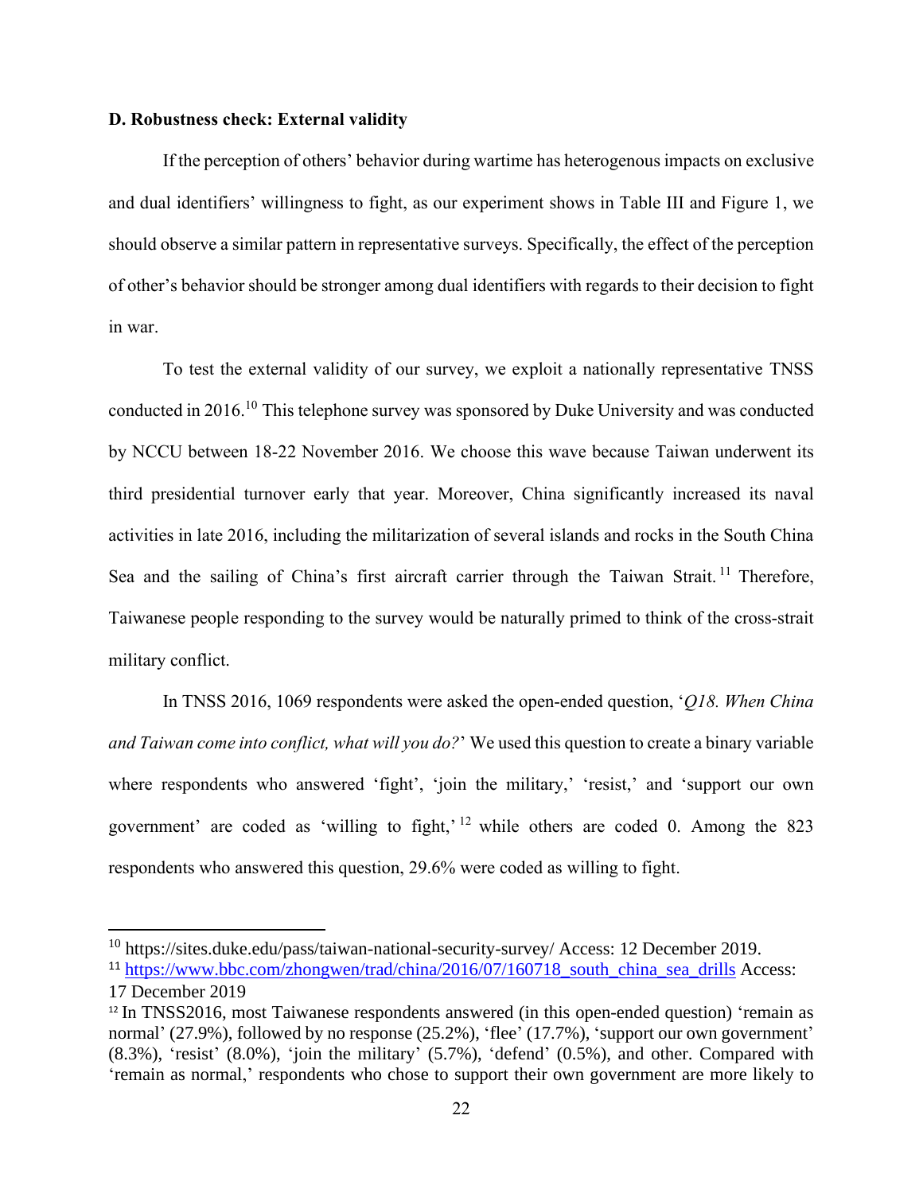**D. Robustness check: External validity**

If the perception of others' behavior during wartime has heterogenous impacts on exclusive and dual identifiers' willingness to fight, as our experiment shows in Table III and Figure 1, we should observe a similar pattern in representative surveys. Specifically, the effect of the perception of other's behavior should be stronger among dual identifiers with regards to their decision to fight in war.

To test the external validity of our survey, we exploit a nationally representative TNSS conducted in 2016.[10] This telephone survey was sponsored by Duke University and was conducted by NCCU between 18-22 November 2016. We choose this wave because Taiwan underwent its third presidential turnover early that year. Moreover, China significantly increased its naval activities in late 2016, including the militarization of several islands and rocks in the South China Sea and the sailing of China's first aircraft carrier through the Taiwan Strait.[11] Therefore, Taiwanese people responding to the survey would be naturally primed to think of the cross-strait military conflict.

In TNSS 2016, 1069 respondents were asked the open-ended question, '*Q18. When China and Taiwan come into conflict, what will you do?*' We used this question to create a binary variable where respondents who answered 'fight', 'join the military,' 'resist,' and 'support our own government' are coded as 'willing to fight,'[12] while others are coded 0. Among the 823 respondents who answered this question, 29.6% were coded as willing to fight.

---

[10] https://sites.duke.edu/pass/taiwan-national-security-survey/ Access: 12 December 2019.

[11] https://www.bbc.com/zhongwen/trad/china/2016/07/160718_south_china_sea_drills Access: 17 December 2019

[12] In TNSS2016, most Taiwanese respondents answered (in this open-ended question) 'remain as normal' (27.9%), followed by no response (25.2%), 'flee' (17.7%), 'support our own government' (8.3%), 'resist' (8.0%), 'join the military' (5.7%), 'defend' (0.5%), and other. Compared with 'remain as normal,' respondents who chose to support their own government are more likely to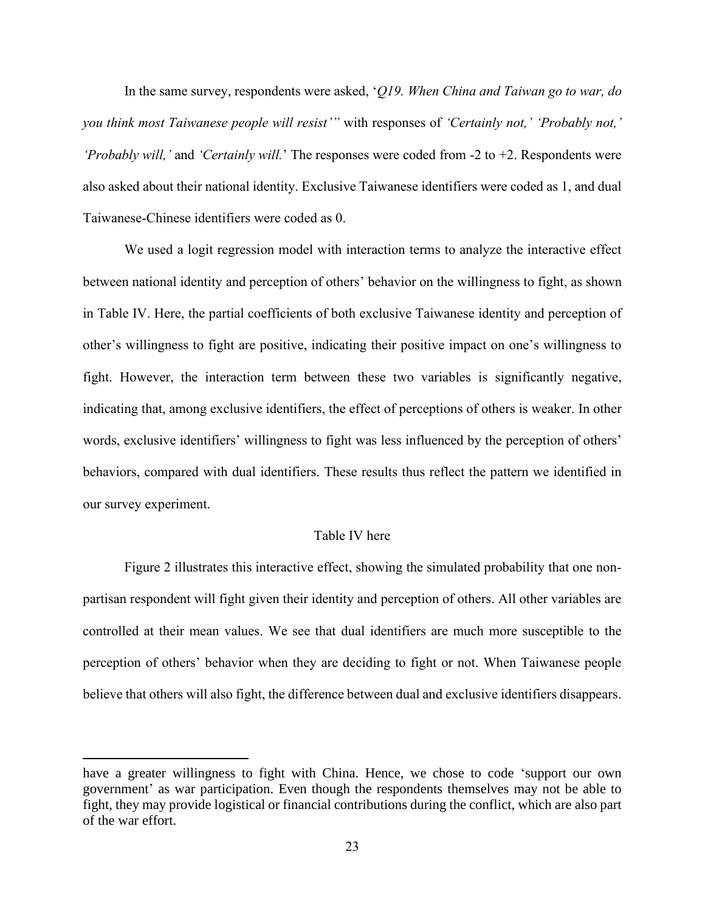In the same survey, respondents were asked, '*Q19. When China and Taiwan go to war, do you think most Taiwanese people will resist'"* with responses of *'Certainly not,' 'Probably not,' 'Probably will,'* and *'Certainly will.*' The responses were coded from -2 to +2. Respondents were also asked about their national identity. Exclusive Taiwanese identifiers were coded as 1, and dual Taiwanese-Chinese identifiers were coded as 0.

We used a logit regression model with interaction terms to analyze the interactive effect between national identity and perception of others' behavior on the willingness to fight, as shown in Table IV. Here, the partial coefficients of both exclusive Taiwanese identity and perception of other's willingness to fight are positive, indicating their positive impact on one's willingness to fight. However, the interaction term between these two variables is significantly negative, indicating that, among exclusive identifiers, the effect of perceptions of others is weaker. In other words, exclusive identifiers' willingness to fight was less influenced by the perception of others' behaviors, compared with dual identifiers. These results thus reflect the pattern we identified in our survey experiment.

Table IV here

Figure 2 illustrates this interactive effect, showing the simulated probability that one non-partisan respondent will fight given their identity and perception of others. All other variables are controlled at their mean values. We see that dual identifiers are much more susceptible to the perception of others' behavior when they are deciding to fight or not. When Taiwanese people believe that others will also fight, the difference between dual and exclusive identifiers disappears.

---

have a greater willingness to fight with China. Hence, we chose to code 'support our own government' as war participation. Even though the respondents themselves may not be able to fight, they may provide logistical or financial contributions during the conflict, which are also part of the war effort.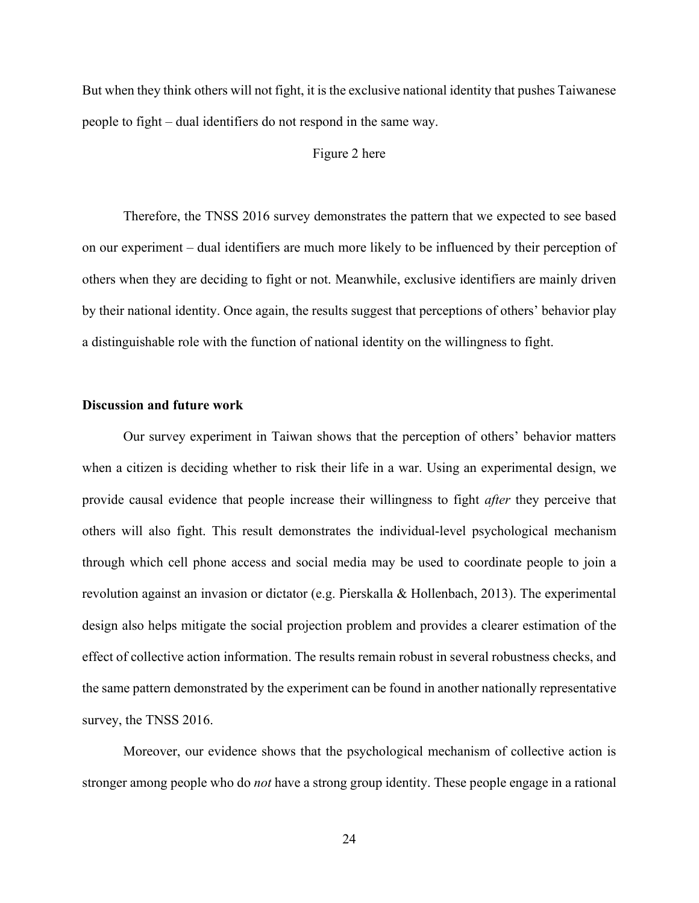But when they think others will not fight, it is the exclusive national identity that pushes Taiwanese people to fight – dual identifiers do not respond in the same way.

Figure 2 here

Therefore, the TNSS 2016 survey demonstrates the pattern that we expected to see based on our experiment – dual identifiers are much more likely to be influenced by their perception of others when they are deciding to fight or not. Meanwhile, exclusive identifiers are mainly driven by their national identity. Once again, the results suggest that perceptions of others' behavior play a distinguishable role with the function of national identity on the willingness to fight.

**Discussion and future work**

Our survey experiment in Taiwan shows that the perception of others' behavior matters when a citizen is deciding whether to risk their life in a war. Using an experimental design, we provide causal evidence that people increase their willingness to fight *after* they perceive that others will also fight. This result demonstrates the individual-level psychological mechanism through which cell phone access and social media may be used to coordinate people to join a revolution against an invasion or dictator (e.g. Pierskalla & Hollenbach, 2013). The experimental design also helps mitigate the social projection problem and provides a clearer estimation of the effect of collective action information. The results remain robust in several robustness checks, and the same pattern demonstrated by the experiment can be found in another nationally representative survey, the TNSS 2016.

Moreover, our evidence shows that the psychological mechanism of collective action is stronger among people who do *not* have a strong group identity. These people engage in a rational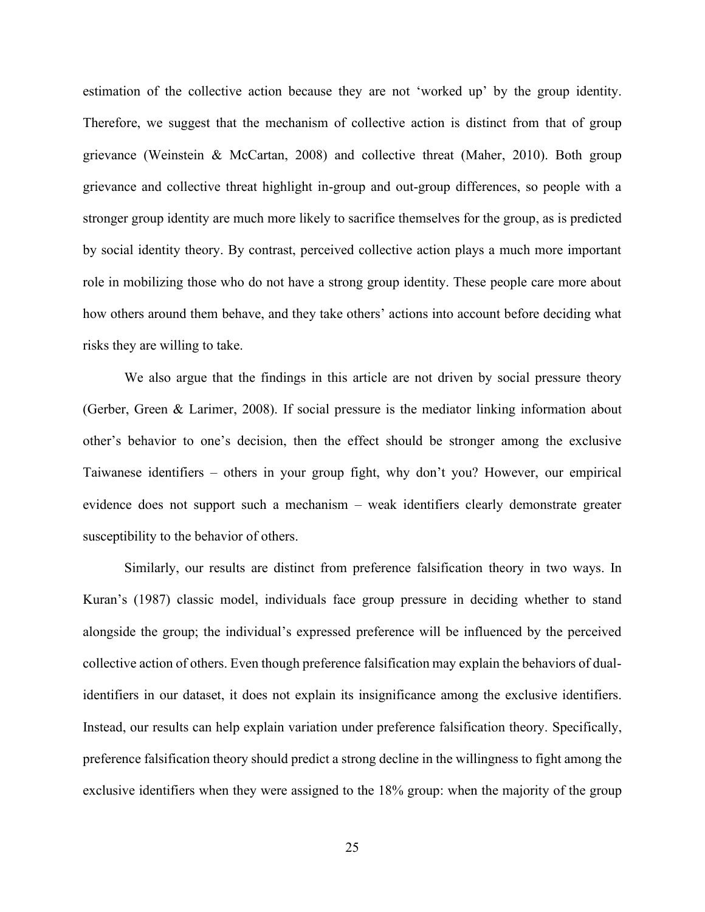estimation of the collective action because they are not 'worked up' by the group identity. Therefore, we suggest that the mechanism of collective action is distinct from that of group grievance (Weinstein & McCartan, 2008) and collective threat (Maher, 2010). Both group grievance and collective threat highlight in-group and out-group differences, so people with a stronger group identity are much more likely to sacrifice themselves for the group, as is predicted by social identity theory. By contrast, perceived collective action plays a much more important role in mobilizing those who do not have a strong group identity. These people care more about how others around them behave, and they take others' actions into account before deciding what risks they are willing to take.

We also argue that the findings in this article are not driven by social pressure theory (Gerber, Green & Larimer, 2008). If social pressure is the mediator linking information about other's behavior to one's decision, then the effect should be stronger among the exclusive Taiwanese identifiers – others in your group fight, why don't you? However, our empirical evidence does not support such a mechanism – weak identifiers clearly demonstrate greater susceptibility to the behavior of others.

Similarly, our results are distinct from preference falsification theory in two ways. In Kuran's (1987) classic model, individuals face group pressure in deciding whether to stand alongside the group; the individual's expressed preference will be influenced by the perceived collective action of others. Even though preference falsification may explain the behaviors of dual-identifiers in our dataset, it does not explain its insignificance among the exclusive identifiers. Instead, our results can help explain variation under preference falsification theory. Specifically, preference falsification theory should predict a strong decline in the willingness to fight among the exclusive identifiers when they were assigned to the 18% group: when the majority of the group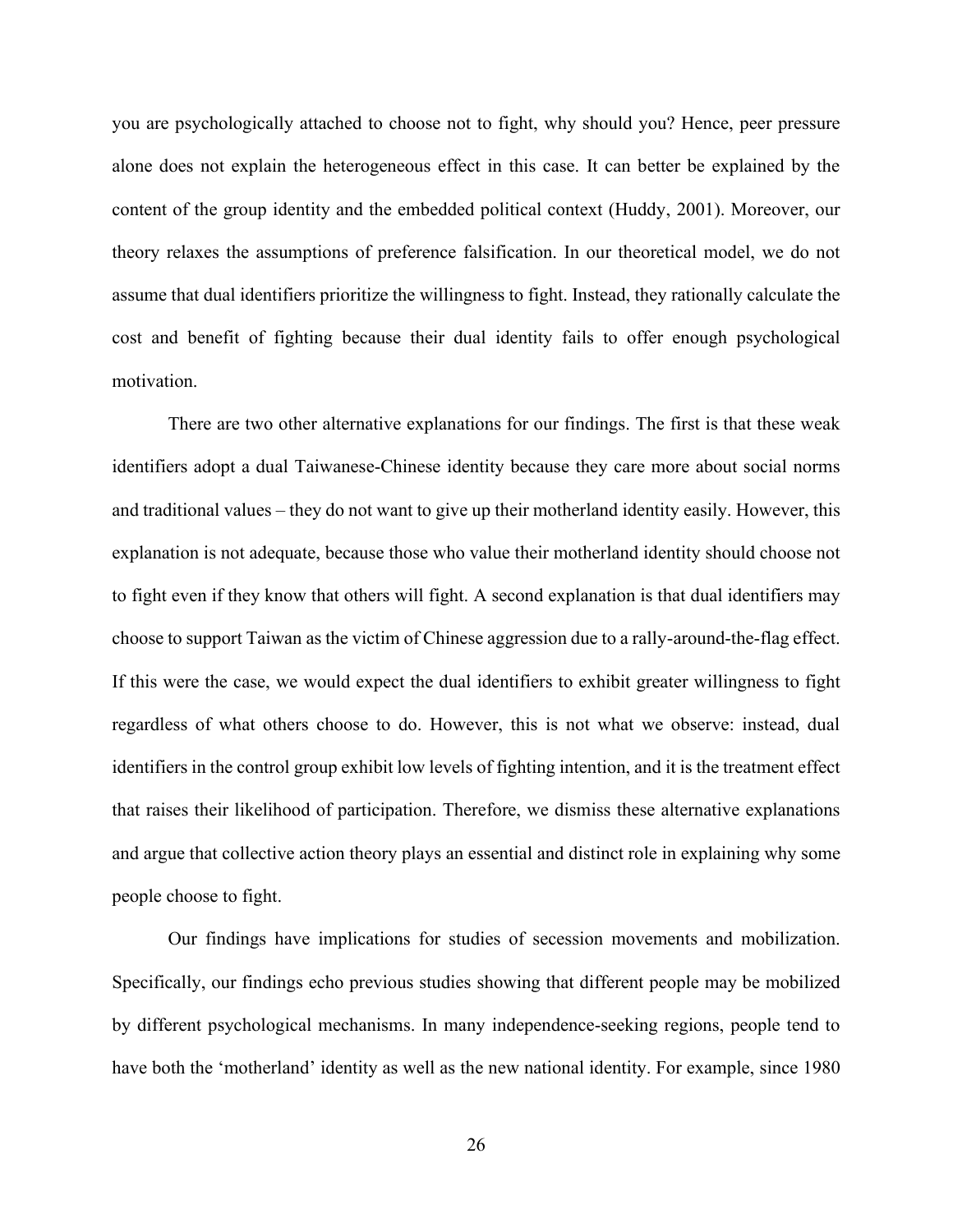you are psychologically attached to choose not to fight, why should you? Hence, peer pressure alone does not explain the heterogeneous effect in this case. It can better be explained by the content of the group identity and the embedded political context (Huddy, 2001). Moreover, our theory relaxes the assumptions of preference falsification. In our theoretical model, we do not assume that dual identifiers prioritize the willingness to fight. Instead, they rationally calculate the cost and benefit of fighting because their dual identity fails to offer enough psychological motivation.

There are two other alternative explanations for our findings. The first is that these weak identifiers adopt a dual Taiwanese-Chinese identity because they care more about social norms and traditional values – they do not want to give up their motherland identity easily. However, this explanation is not adequate, because those who value their motherland identity should choose not to fight even if they know that others will fight. A second explanation is that dual identifiers may choose to support Taiwan as the victim of Chinese aggression due to a rally-around-the-flag effect. If this were the case, we would expect the dual identifiers to exhibit greater willingness to fight regardless of what others choose to do. However, this is not what we observe: instead, dual identifiers in the control group exhibit low levels of fighting intention, and it is the treatment effect that raises their likelihood of participation. Therefore, we dismiss these alternative explanations and argue that collective action theory plays an essential and distinct role in explaining why some people choose to fight.

Our findings have implications for studies of secession movements and mobilization. Specifically, our findings echo previous studies showing that different people may be mobilized by different psychological mechanisms. In many independence-seeking regions, people tend to have both the 'motherland' identity as well as the new national identity. For example, since 1980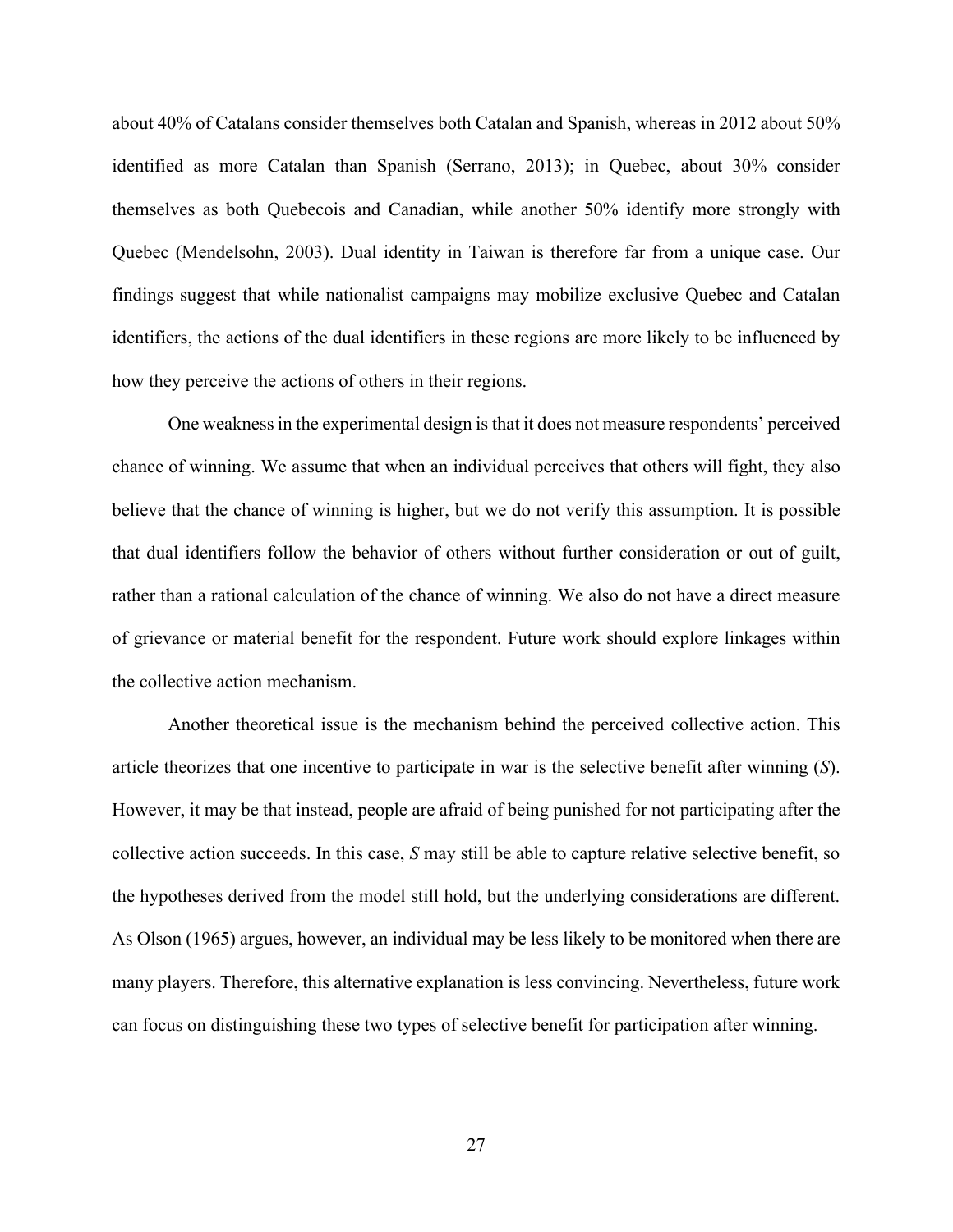about 40% of Catalans consider themselves both Catalan and Spanish, whereas in 2012 about 50% identified as more Catalan than Spanish (Serrano, 2013); in Quebec, about 30% consider themselves as both Quebecois and Canadian, while another 50% identify more strongly with Quebec (Mendelsohn, 2003). Dual identity in Taiwan is therefore far from a unique case. Our findings suggest that while nationalist campaigns may mobilize exclusive Quebec and Catalan identifiers, the actions of the dual identifiers in these regions are more likely to be influenced by how they perceive the actions of others in their regions.

One weakness in the experimental design is that it does not measure respondents' perceived chance of winning. We assume that when an individual perceives that others will fight, they also believe that the chance of winning is higher, but we do not verify this assumption. It is possible that dual identifiers follow the behavior of others without further consideration or out of guilt, rather than a rational calculation of the chance of winning. We also do not have a direct measure of grievance or material benefit for the respondent. Future work should explore linkages within the collective action mechanism.

Another theoretical issue is the mechanism behind the perceived collective action. This article theorizes that one incentive to participate in war is the selective benefit after winning ($S$). However, it may be that instead, people are afraid of being punished for not participating after the collective action succeeds. In this case, $S$ may still be able to capture relative selective benefit, so the hypotheses derived from the model still hold, but the underlying considerations are different. As Olson (1965) argues, however, an individual may be less likely to be monitored when there are many players. Therefore, this alternative explanation is less convincing. Nevertheless, future work can focus on distinguishing these two types of selective benefit for participation after winning.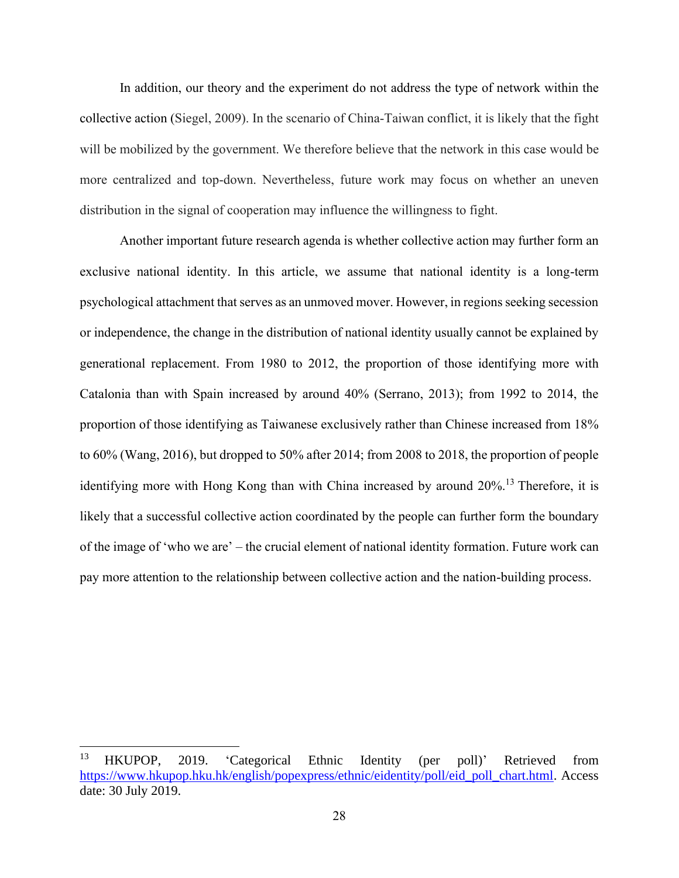In addition, our theory and the experiment do not address the type of network within the collective action (Siegel, 2009). In the scenario of China-Taiwan conflict, it is likely that the fight will be mobilized by the government. We therefore believe that the network in this case would be more centralized and top-down. Nevertheless, future work may focus on whether an uneven distribution in the signal of cooperation may influence the willingness to fight.

Another important future research agenda is whether collective action may further form an exclusive national identity. In this article, we assume that national identity is a long-term psychological attachment that serves as an unmoved mover. However, in regions seeking secession or independence, the change in the distribution of national identity usually cannot be explained by generational replacement. From 1980 to 2012, the proportion of those identifying more with Catalonia than with Spain increased by around 40% (Serrano, 2013); from 1992 to 2014, the proportion of those identifying as Taiwanese exclusively rather than Chinese increased from 18% to 60% (Wang, 2016), but dropped to 50% after 2014; from 2008 to 2018, the proportion of people identifying more with Hong Kong than with China increased by around 20%.[13] Therefore, it is likely that a successful collective action coordinated by the people can further form the boundary of the image of 'who we are' – the crucial element of national identity formation. Future work can pay more attention to the relationship between collective action and the nation-building process.

---

[13] HKUPOP, 2019. 'Categorical Ethnic Identity (per poll)' Retrieved from https://www.hkupop.hku.hk/english/popexpress/ethnic/eidentity/poll/eid_poll_chart.html. Access date: 30 July 2019.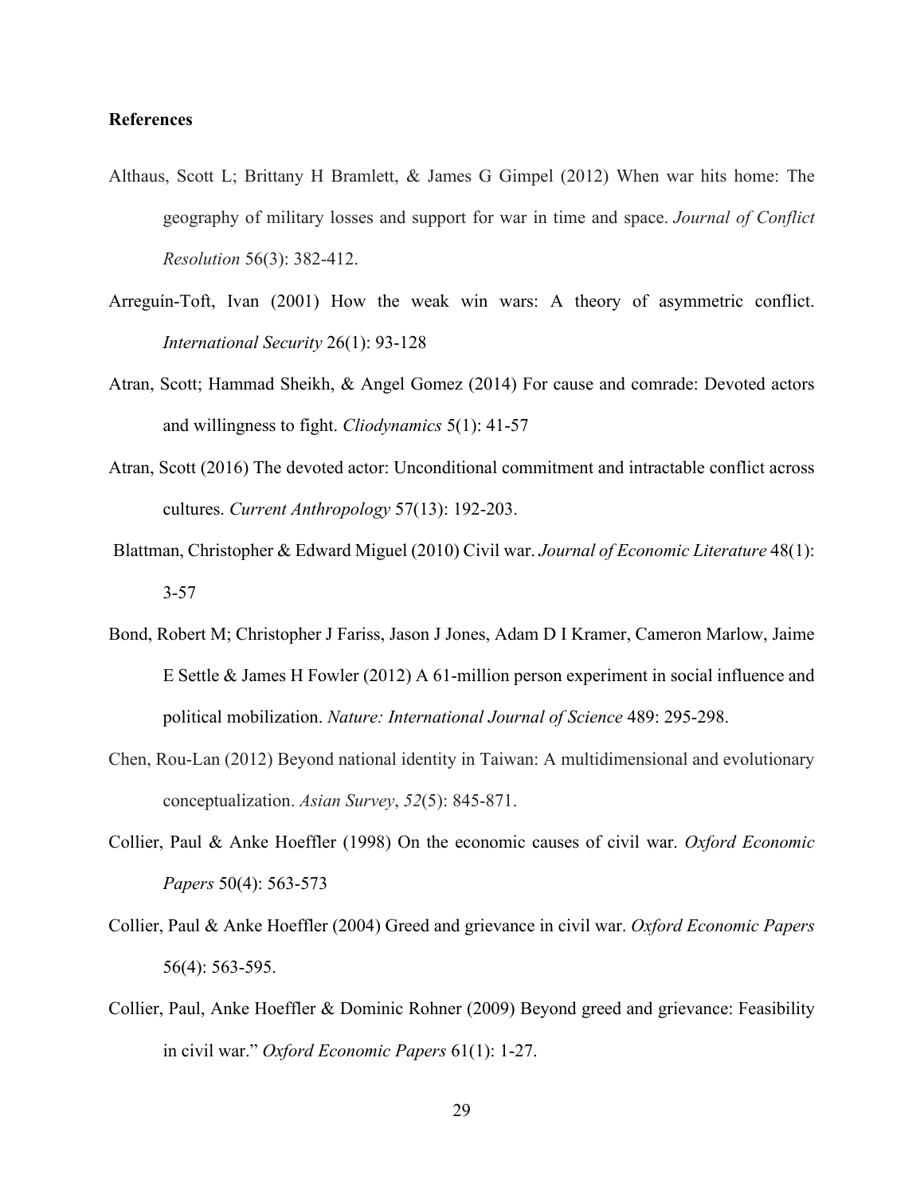**References**

Althaus, Scott L; Brittany H Bramlett, & James G Gimpel (2012) When war hits home: The geography of military losses and support for war in time and space. *Journal of Conflict Resolution* 56(3): 382-412.

Arreguín-Toft, Ivan (2001) How the weak win wars: A theory of asymmetric conflict. *International Security* 26(1): 93-128

Atran, Scott; Hammad Sheikh, & Angel Gomez (2014) For cause and comrade: Devoted actors and willingness to fight. *Cliodynamics* 5(1): 41-57

Atran, Scott (2016) The devoted actor: Unconditional commitment and intractable conflict across cultures. *Current Anthropology* 57(13): 192-203.

Blattman, Christopher & Edward Miguel (2010) Civil war. *Journal of Economic Literature* 48(1): 3-57

Bond, Robert M; Christopher J Fariss, Jason J Jones, Adam D I Kramer, Cameron Marlow, Jaime E Settle & James H Fowler (2012) A 61-million person experiment in social influence and political mobilization. *Nature: International Journal of Science* 489: 295-298.

Chen, Rou-Lan (2012) Beyond national identity in Taiwan: A multidimensional and evolutionary conceptualization. *Asian Survey*, *52*(5): 845-871.

Collier, Paul & Anke Hoeffler (1998) On the economic causes of civil war. *Oxford Economic Papers* 50(4): 563-573

Collier, Paul & Anke Hoeffler (2004) Greed and grievance in civil war. *Oxford Economic Papers* 56(4): 563-595.

Collier, Paul, Anke Hoeffler & Dominic Rohner (2009) Beyond greed and grievance: Feasibility in civil war." *Oxford Economic Papers* 61(1): 1-27.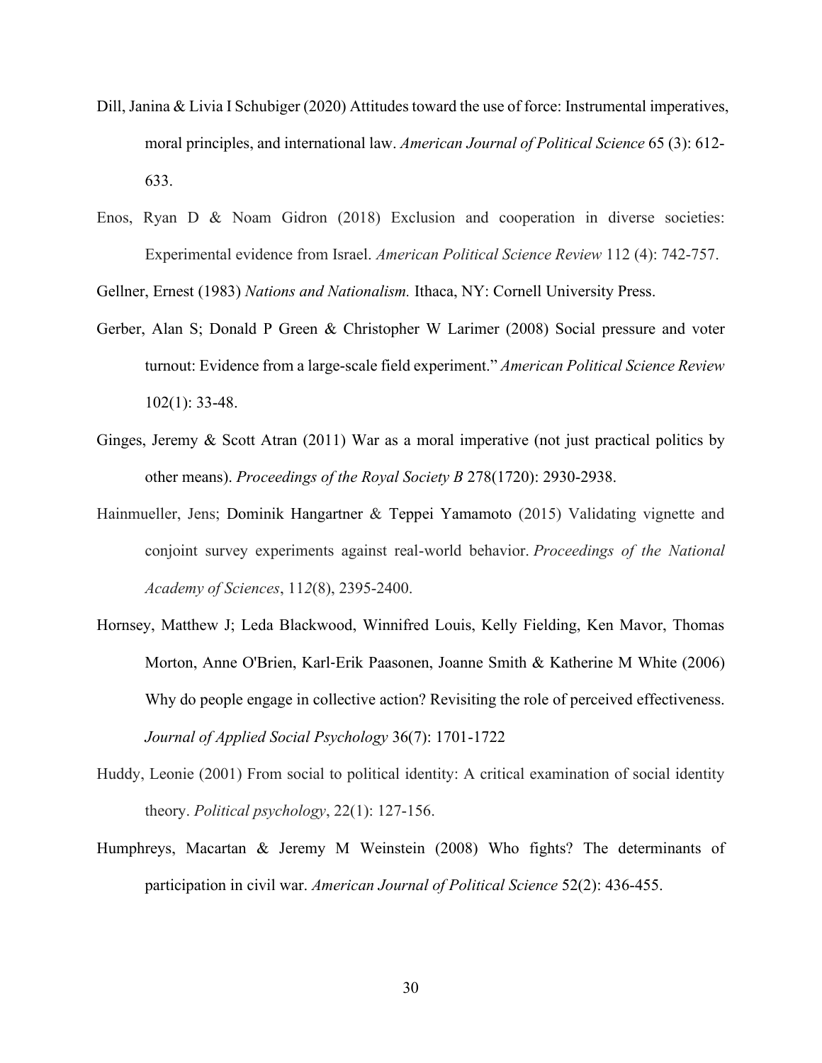Dill, Janina & Livia I Schubiger (2020) Attitudes toward the use of force: Instrumental imperatives, moral principles, and international law. *American Journal of Political Science* 65 (3): 612-633.

Enos, Ryan D & Noam Gidron (2018) Exclusion and cooperation in diverse societies: Experimental evidence from Israel. *American Political Science Review* 112 (4): 742-757.

Gellner, Ernest (1983) *Nations and Nationalism.* Ithaca, NY: Cornell University Press.

Gerber, Alan S; Donald P Green & Christopher W Larimer (2008) Social pressure and voter turnout: Evidence from a large-scale field experiment." *American Political Science Review* 102(1): 33-48.

Ginges, Jeremy & Scott Atran (2011) War as a moral imperative (not just practical politics by other means). *Proceedings of the Royal Society B* 278(1720): 2930-2938.

Hainmueller, Jens; Dominik Hangartner & Teppei Yamamoto (2015) Validating vignette and conjoint survey experiments against real-world behavior. *Proceedings of the National Academy of Sciences*, 11*2*(8), 2395-2400.

Hornsey, Matthew J; Leda Blackwood, Winnifred Louis, Kelly Fielding, Ken Mavor, Thomas Morton, Anne O'Brien, Karl-Erik Paasonen, Joanne Smith & Katherine M White (2006) Why do people engage in collective action? Revisiting the role of perceived effectiveness. *Journal of Applied Social Psychology* 36(7): 1701-1722

Huddy, Leonie (2001) From social to political identity: A critical examination of social identity theory. *Political psychology*, 22(1): 127-156.

Humphreys, Macartan & Jeremy M Weinstein (2008) Who fights? The determinants of participation in civil war. *American Journal of Political Science* 52(2): 436-455.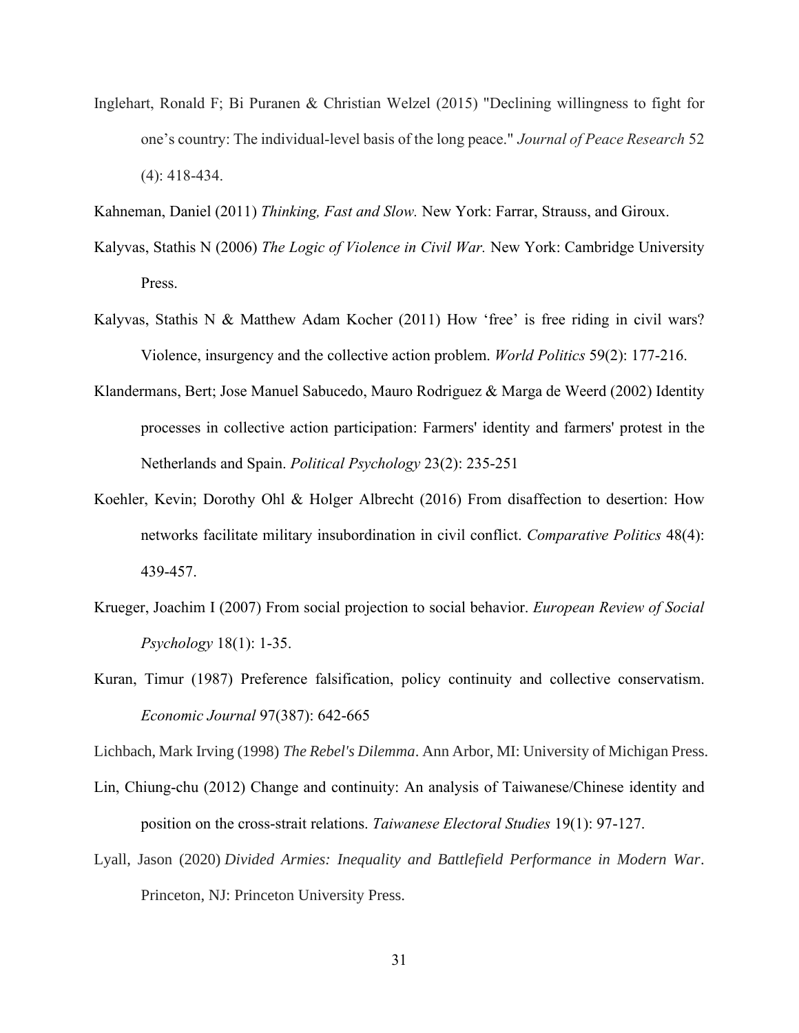Inglehart, Ronald F; Bi Puranen & Christian Welzel (2015) "Declining willingness to fight for one's country: The individual-level basis of the long peace." *Journal of Peace Research* 52 (4): 418-434.

Kahneman, Daniel (2011) *Thinking, Fast and Slow.* New York: Farrar, Strauss, and Giroux.

Kalyvas, Stathis N (2006) *The Logic of Violence in Civil War.* New York: Cambridge University Press.

Kalyvas, Stathis N & Matthew Adam Kocher (2011) How 'free' is free riding in civil wars? Violence, insurgency and the collective action problem. *World Politics* 59(2): 177-216.

Klandermans, Bert; Jose Manuel Sabucedo, Mauro Rodriguez & Marga de Weerd (2002) Identity processes in collective action participation: Farmers' identity and farmers' protest in the Netherlands and Spain. *Political Psychology* 23(2): 235-251

Koehler, Kevin; Dorothy Ohl & Holger Albrecht (2016) From disaffection to desertion: How networks facilitate military insubordination in civil conflict. *Comparative Politics* 48(4): 439-457.

Krueger, Joachim I (2007) From social projection to social behavior. *European Review of Social Psychology* 18(1): 1-35.

Kuran, Timur (1987) Preference falsification, policy continuity and collective conservatism. *Economic Journal* 97(387): 642-665

Lichbach, Mark Irving (1998) *The Rebel's Dilemma*. Ann Arbor, MI: University of Michigan Press.

Lin, Chiung-chu (2012) Change and continuity: An analysis of Taiwanese/Chinese identity and position on the cross-strait relations. *Taiwanese Electoral Studies* 19(1): 97-127.

Lyall, Jason (2020) *Divided Armies: Inequality and Battlefield Performance in Modern War*. Princeton, NJ: Princeton University Press.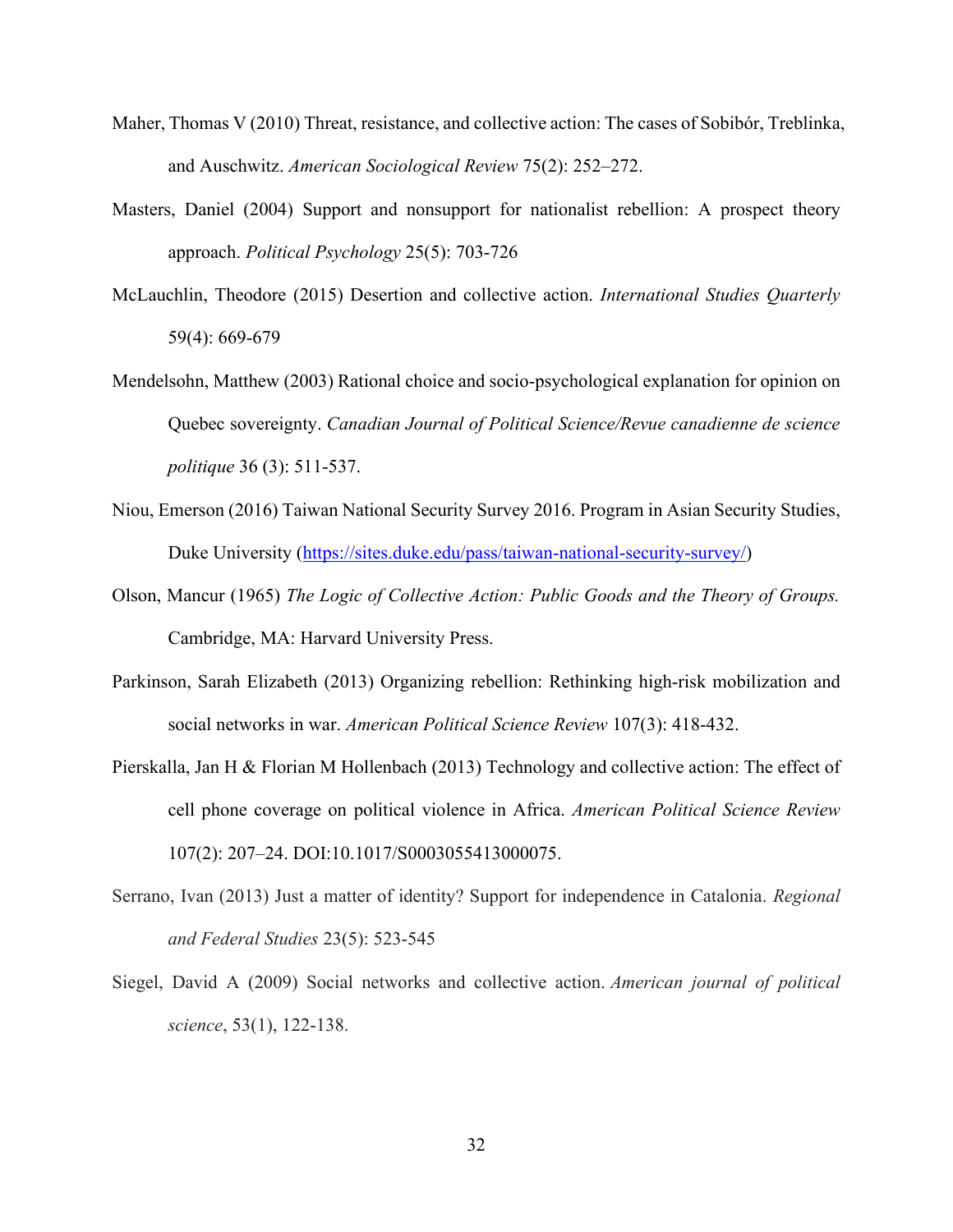Maher, Thomas V (2010) Threat, resistance, and collective action: The cases of Sobibór, Treblinka, and Auschwitz. *American Sociological Review* 75(2): 252–272.

Masters, Daniel (2004) Support and nonsupport for nationalist rebellion: A prospect theory approach. *Political Psychology* 25(5): 703-726

McLauchlin, Theodore (2015) Desertion and collective action. *International Studies Quarterly* 59(4): 669-679

Mendelsohn, Matthew (2003) Rational choice and socio-psychological explanation for opinion on Quebec sovereignty. *Canadian Journal of Political Science/Revue canadienne de science politique* 36 (3): 511-537.

Niou, Emerson (2016) Taiwan National Security Survey 2016. Program in Asian Security Studies, Duke University (https://sites.duke.edu/pass/taiwan-national-security-survey/)

Olson, Mancur (1965) *The Logic of Collective Action: Public Goods and the Theory of Groups.* Cambridge, MA: Harvard University Press.

Parkinson, Sarah Elizabeth (2013) Organizing rebellion: Rethinking high-risk mobilization and social networks in war. *American Political Science Review* 107(3): 418-432.

Pierskalla, Jan H & Florian M Hollenbach (2013) Technology and collective action: The effect of cell phone coverage on political violence in Africa. *American Political Science Review* 107(2): 207–24. DOI:10.1017/S0003055413000075.

Serrano, Ivan (2013) Just a matter of identity? Support for independence in Catalonia. *Regional and Federal Studies* 23(5): 523-545

Siegel, David A (2009) Social networks and collective action. *American journal of political science*, 53(1), 122-138.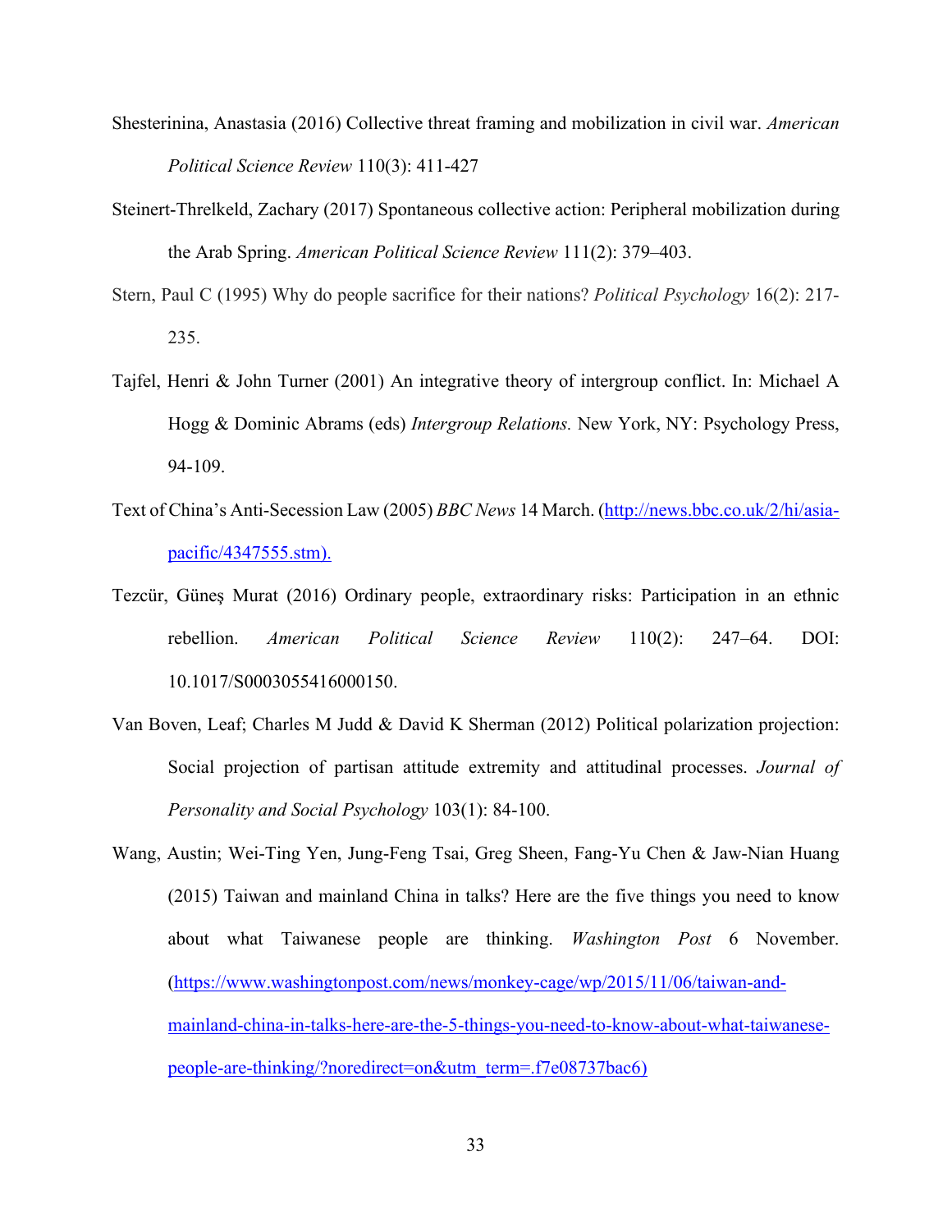Shesterinina, Anastasia (2016) Collective threat framing and mobilization in civil war. *American Political Science Review* 110(3): 411-427

Steinert-Threlkeld, Zachary (2017) Spontaneous collective action: Peripheral mobilization during the Arab Spring. *American Political Science Review* 111(2): 379–403.

Stern, Paul C (1995) Why do people sacrifice for their nations? *Political Psychology* 16(2): 217-235.

Tajfel, Henri & John Turner (2001) An integrative theory of intergroup conflict. In: Michael A Hogg & Dominic Abrams (eds) *Intergroup Relations.* New York, NY: Psychology Press, 94-109.

Text of China's Anti-Secession Law (2005) *BBC News* 14 March. (http://news.bbc.co.uk/2/hi/asia-pacific/4347555.stm).

Tezcür, Güneş Murat (2016) Ordinary people, extraordinary risks: Participation in an ethnic rebellion. *American Political Science Review* 110(2): 247–64. DOI: 10.1017/S0003055416000150.

Van Boven, Leaf; Charles M Judd & David K Sherman (2012) Political polarization projection: Social projection of partisan attitude extremity and attitudinal processes. *Journal of Personality and Social Psychology* 103(1): 84-100.

Wang, Austin; Wei-Ting Yen, Jung-Feng Tsai, Greg Sheen, Fang-Yu Chen & Jaw-Nian Huang (2015) Taiwan and mainland China in talks? Here are the five things you need to know about what Taiwanese people are thinking. *Washington Post* 6 November. (https://www.washingtonpost.com/news/monkey-cage/wp/2015/11/06/taiwan-and-mainland-china-in-talks-here-are-the-5-things-you-need-to-know-about-what-taiwanese-people-are-thinking/?noredirect=on&utm_term=.f7e08737bac6)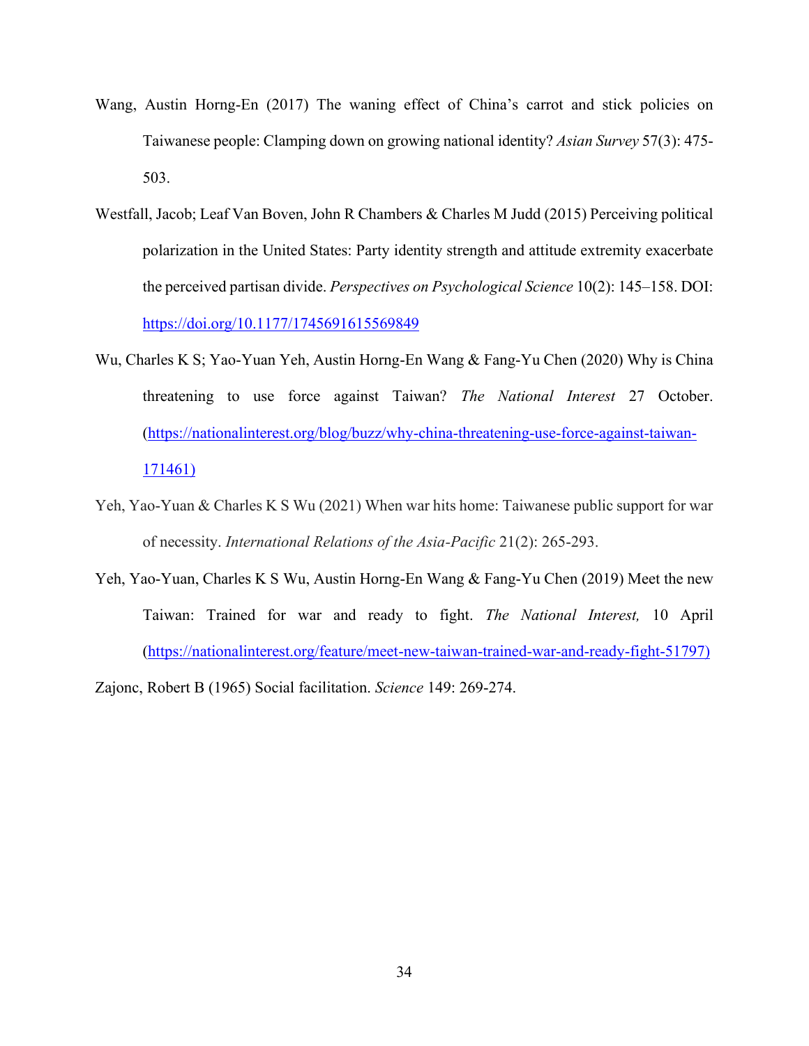Wang, Austin Horng-En (2017) The waning effect of China's carrot and stick policies on Taiwanese people: Clamping down on growing national identity? *Asian Survey* 57(3): 475-503.

Westfall, Jacob; Leaf Van Boven, John R Chambers & Charles M Judd (2015) Perceiving political polarization in the United States: Party identity strength and attitude extremity exacerbate the perceived partisan divide. *Perspectives on Psychological Science* 10(2): 145–158. DOI: https://doi.org/10.1177/1745691615569849

Wu, Charles K S; Yao-Yuan Yeh, Austin Horng-En Wang & Fang-Yu Chen (2020) Why is China threatening to use force against Taiwan? *The National Interest* 27 October. (https://nationalinterest.org/blog/buzz/why-china-threatening-use-force-against-taiwan-171461)

Yeh, Yao-Yuan & Charles K S Wu (2021) When war hits home: Taiwanese public support for war of necessity. *International Relations of the Asia-Pacific* 21(2): 265-293.

Yeh, Yao-Yuan, Charles K S Wu, Austin Horng-En Wang & Fang-Yu Chen (2019) Meet the new Taiwan: Trained for war and ready to fight. *The National Interest,* 10 April (https://nationalinterest.org/feature/meet-new-taiwan-trained-war-and-ready-fight-51797)

Zajonc, Robert B (1965) Social facilitation. *Science* 149: 269-274.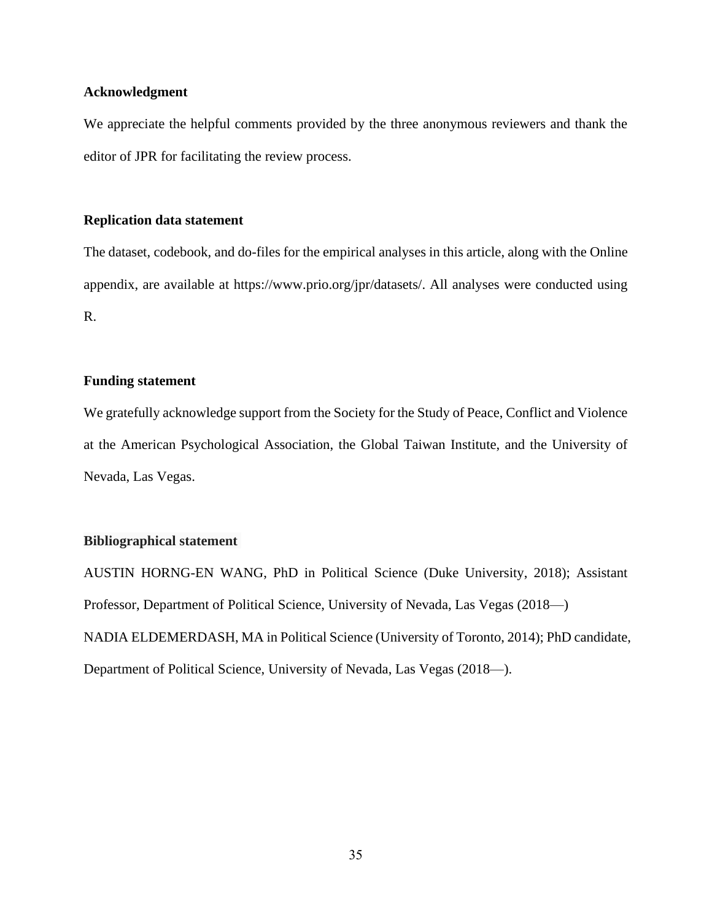**Acknowledgment**

We appreciate the helpful comments provided by the three anonymous reviewers and thank the editor of JPR for facilitating the review process.

**Replication data statement**

The dataset, codebook, and do-files for the empirical analyses in this article, along with the Online appendix, are available at https://www.prio.org/jpr/datasets/. All analyses were conducted using R.

**Funding statement**

We gratefully acknowledge support from the Society for the Study of Peace, Conflict and Violence at the American Psychological Association, the Global Taiwan Institute, and the University of Nevada, Las Vegas.

**Bibliographical statement**

AUSTIN HORNG-EN WANG, PhD in Political Science (Duke University, 2018); Assistant Professor, Department of Political Science, University of Nevada, Las Vegas (2018—)

NADIA ELDEMERDASH, MA in Political Science (University of Toronto, 2014); PhD candidate, Department of Political Science, University of Nevada, Las Vegas (2018—).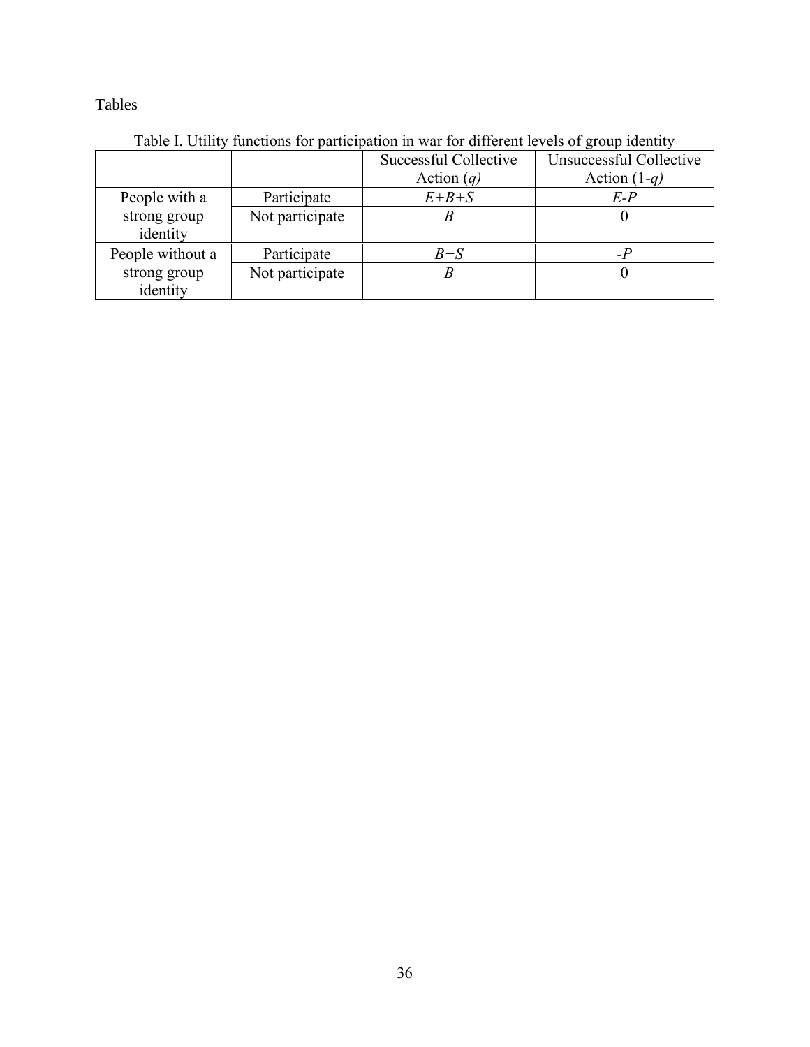Tables

Table I. Utility functions for participation in war for different levels of group identity

| | | Successful Collective Action ($q$) | Unsuccessful Collective Action ($1-q$) |
|---|---|---|---|
| People with a strong group identity | Participate | $E+B+S$ | $E-P$ |
| | Not participate | $B$ | 0 |
| People without a strong group identity | Participate | $B+S$ | $-P$ |
| | Not participate | $B$ | 0 |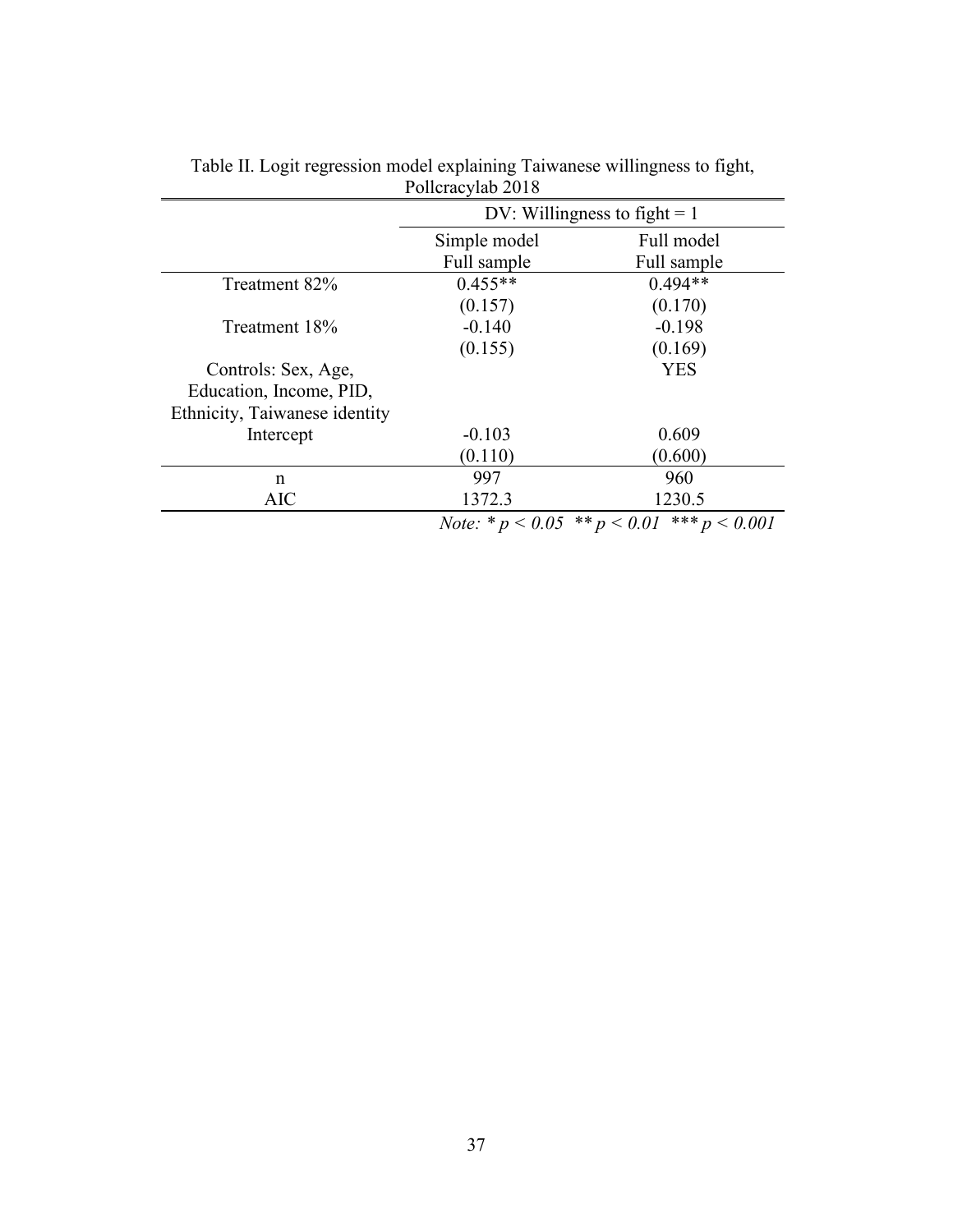Table II. Logit regression model explaining Taiwanese willingness to fight, Pollcracylab 2018

| | DV: Willingness to fight = 1 | |
|---|---|---|
| | Simple model<br>Full sample | Full model<br>Full sample |
| Treatment 82% | 0.455** | 0.494** |
| | (0.157) | (0.170) |
| Treatment 18% | -0.140 | -0.198 |
| | (0.155) | (0.169) |
| Controls: Sex, Age, Education, Income, PID, Ethnicity, Taiwanese identity | | YES |
| Intercept | -0.103 | 0.609 |
| | (0.110) | (0.600) |
| n | 997 | 960 |
| AIC | 1372.3 | 1230.5 |

*Note:* * $p < 0.05$ ** $p < 0.01$ *** $p < 0.001$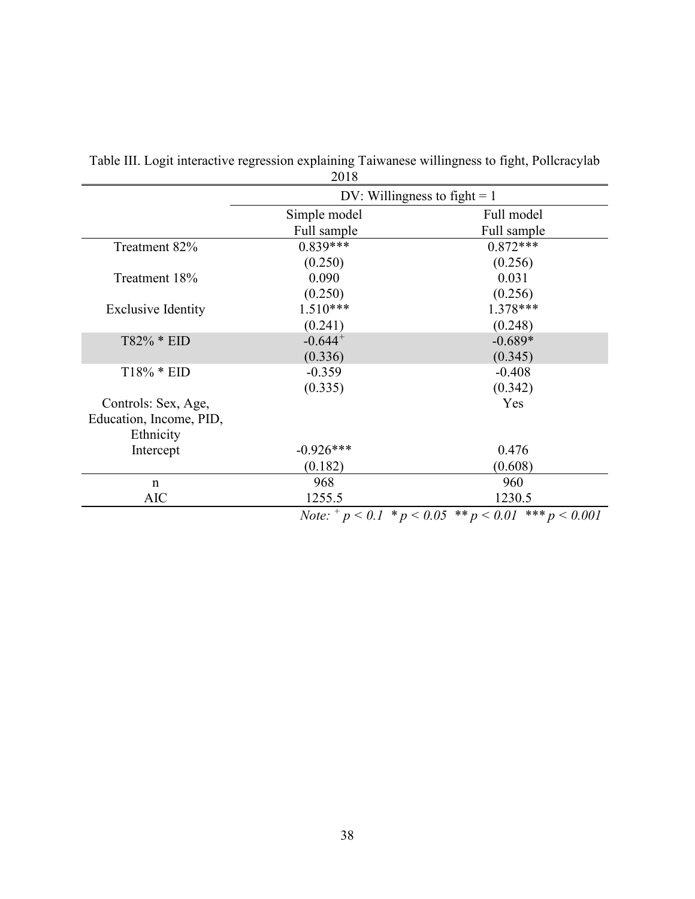Table III. Logit interactive regression explaining Taiwanese willingness to fight, Pollcracylab 2018

| | DV: Willingness to fight = 1 | |
|---|---|---|
| | Simple model<br>Full sample | Full model<br>Full sample |
| Treatment 82% | 0.839*** | 0.872*** |
| | (0.250) | (0.256) |
| Treatment 18% | 0.090 | 0.031 |
| | (0.250) | (0.256) |
| Exclusive Identity | 1.510*** | 1.378*** |
| | (0.241) | (0.248) |
| T82% * EID | -0.644$^{+}$ | -0.689* |
| | (0.336) | (0.345) |
| T18% * EID | -0.359 | -0.408 |
| | (0.335) | (0.342) |
| Controls: Sex, Age, Education, Income, PID, Ethnicity | | Yes |
| Intercept | -0.926*** | 0.476 |
| | (0.182) | (0.608) |
| n | 968 | 960 |
| AIC | 1255.5 | 1230.5 |

*Note:* $^{+}$ $p < 0.1$ * $p < 0.05$ ** $p < 0.01$ *** $p < 0.001$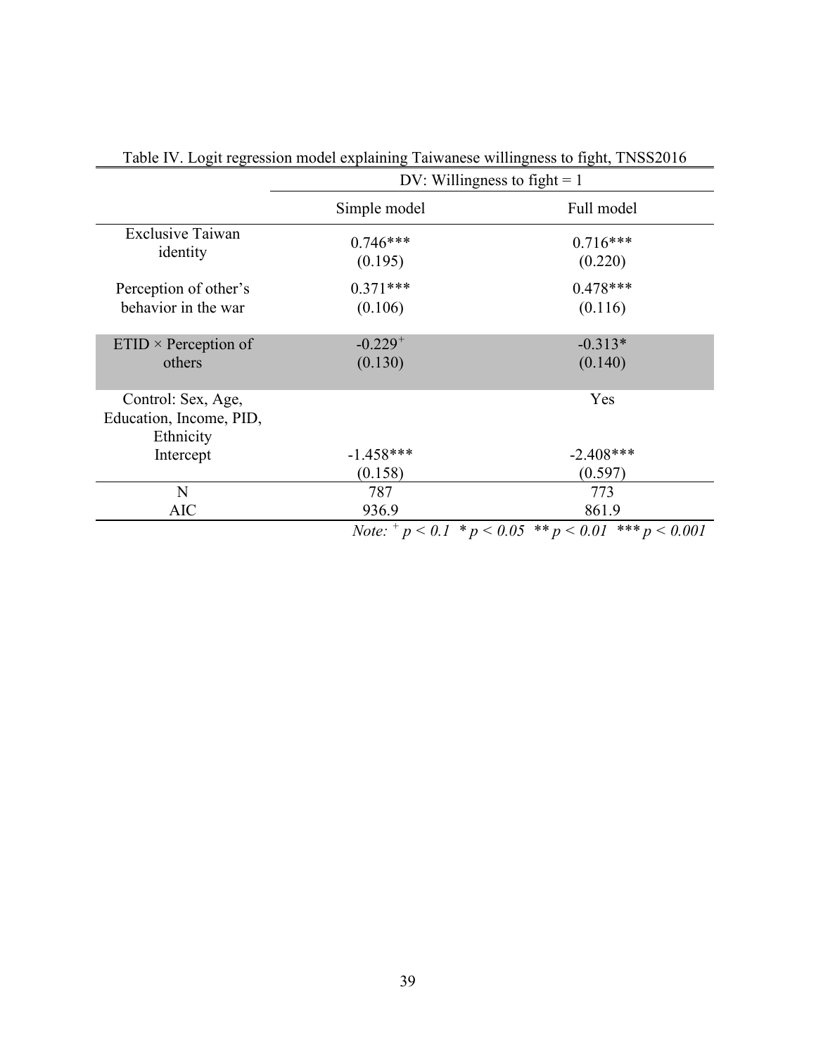Table IV. Logit regression model explaining Taiwanese willingness to fight, TNSS2016

| | DV: Willingness to fight = 1 | |
|---|---|---|
| | Simple model | Full model |
| Exclusive Taiwan identity | 0.746*** (0.195) | 0.716*** (0.220) |
| Perception of other's behavior in the war | 0.371*** (0.106) | 0.478*** (0.116) |
| ETID × Perception of others | -0.229$^{+}$ (0.130) | -0.313* (0.140) |
| Control: Sex, Age, Education, Income, PID, Ethnicity | | Yes |
| Intercept | -1.458*** (0.158) | -2.408*** (0.597) |
| N | 787 | 773 |
| AIC | 936.9 | 861.9 |

*Note:* $^{+}$ $p < 0.1$ * $p < 0.05$ ** $p < 0.01$ *** $p < 0.001$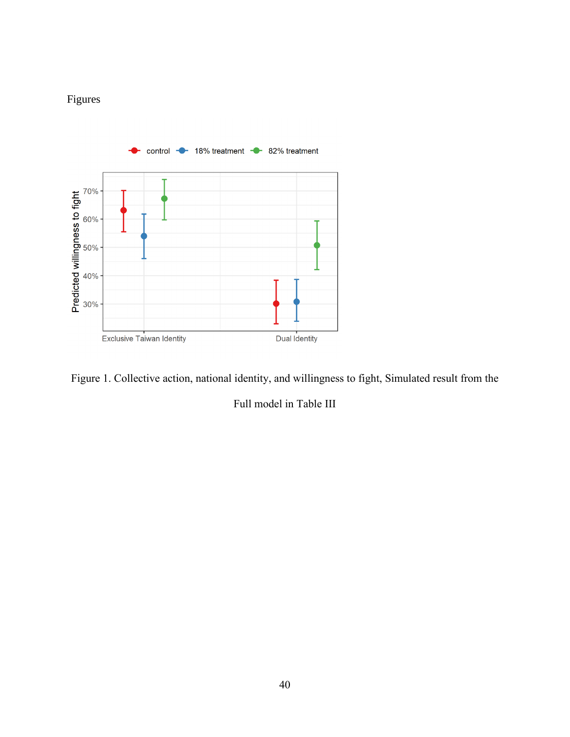Figures

Figure 1. Collective action, national identity, and willingness to fight, Simulated result from the Full model in Table III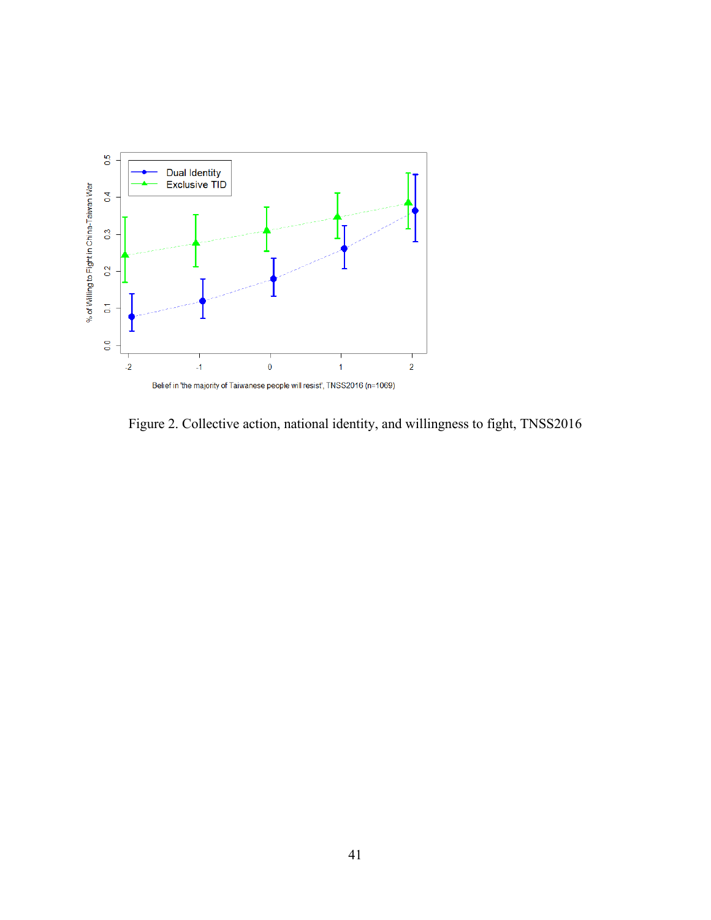Dual Identity
Exclusive TID

% of Willing to Fight in China-Taiwan War

0.0
0.1
0.2
0.3
0.4
0.5

-2
-1
0
1
2

Belief in 'the majority of Taiwanese people will resist', TNSS2016 (n=1069)

Figure 2. Collective action, national identity, and willingness to fight, TNSS2016